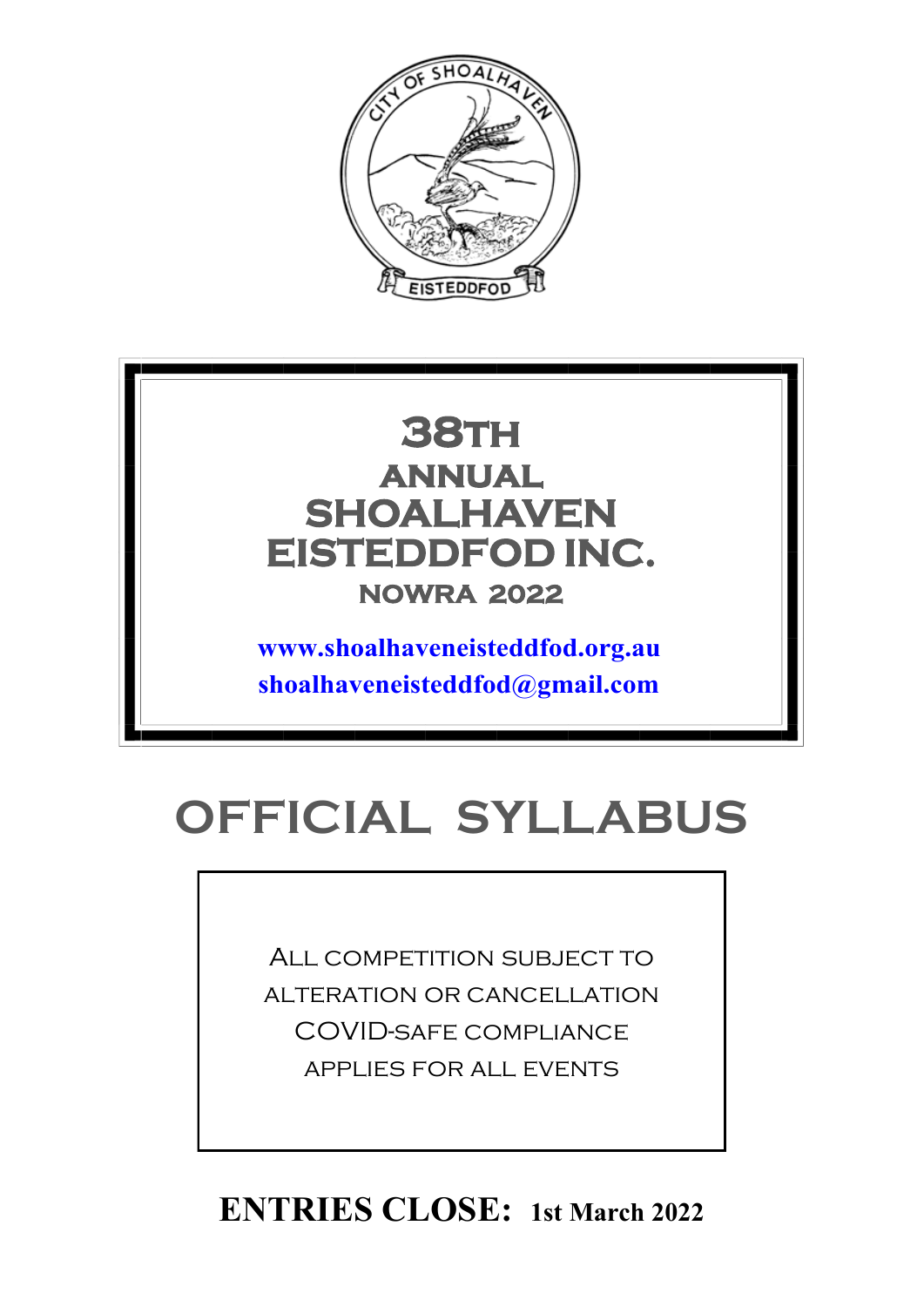CITY OF SHOALHAVEN

EISTEDDFOD

# 38TH ANNUAL SHOALHAVEN EISTEDDFOD INC.

## NOWRA 2022

**www.shoalhaveneisteddfod.org.au**

**shoalhaveneisteddfod@gmail.com**

# OFFICIAL SYLLABUS

ALL COMPETITION SUBJECT TO ALTERATION OR CANCELLATION

COVID-SAFE COMPLIANCE APPLIES FOR ALL EVENTS

**ENTRIES CLOSE: 1st March 2022**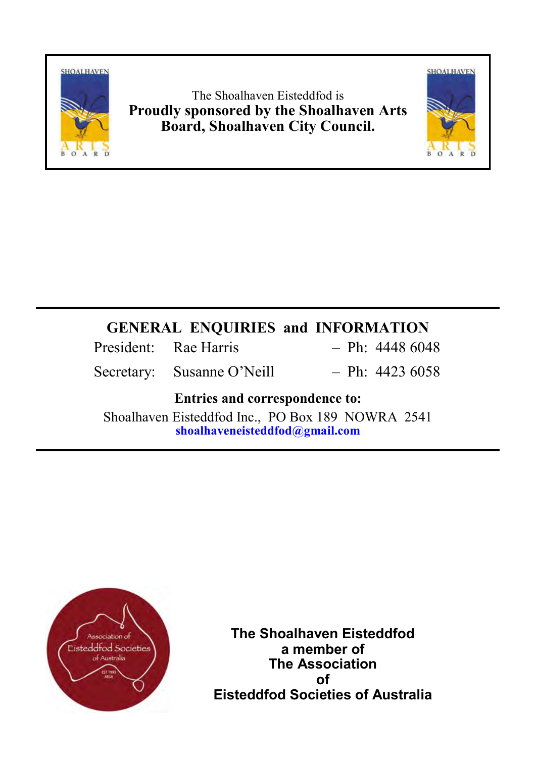The Shoalhaven Eisteddfod is
**Proudly sponsored by the Shoalhaven Arts Board, Shoalhaven City Council.**

## GENERAL ENQUIRIES and INFORMATION

| | | |
|---|---|---|
| President: | Rae Harris | – Ph: 4448 6048 |
| Secretary: | Susanne O'Neill | – Ph: 4423 6058 |

**Entries and correspondence to:**

Shoalhaven Eisteddfod Inc., PO Box 189 NOWRA 2541
**shoalhaveneisteddfod@gmail.com**

**The Shoalhaven Eisteddfod a member of The Association of Eisteddfod Societies of Australia**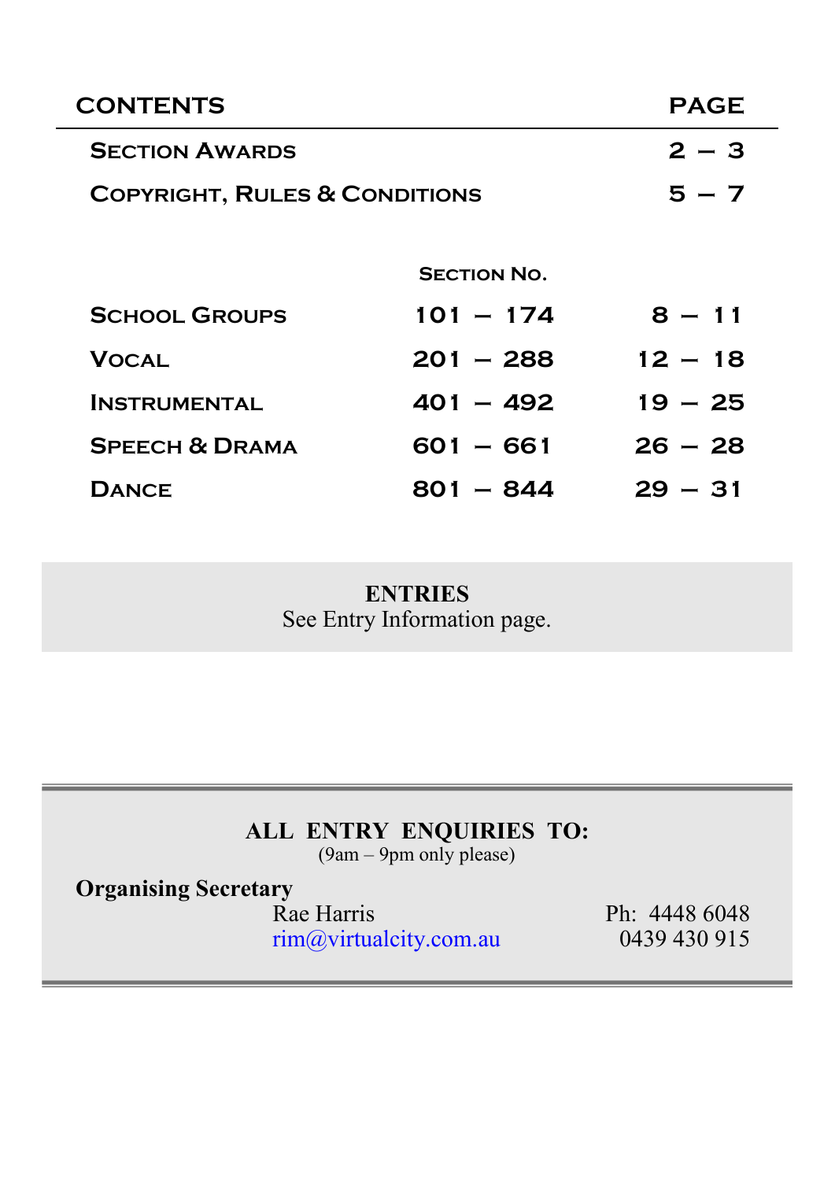| CONTENTS | | PAGE |
|---|---|---|
| SECTION AWARDS | | 2 – 3 |
| COPYRIGHT, RULES & CONDITIONS | | 5 – 7 |
| | SECTION NO. | |
| SCHOOL GROUPS | 101 – 174 | 8 – 11 |
| VOCAL | 201 – 288 | 12 – 18 |
| INSTRUMENTAL | 401 – 492 | 19 – 25 |
| SPEECH & DRAMA | 601 – 661 | 26 – 28 |
| DANCE | 801 – 844 | 29 – 31 |

**ENTRIES**
See Entry Information page.

**ALL ENTRY ENQUIRIES TO:**
(9am – 9pm only please)

**Organising Secretary**
Rae Harris
rim@virtualcity.com.au

Ph: 4448 6048
0439 430 915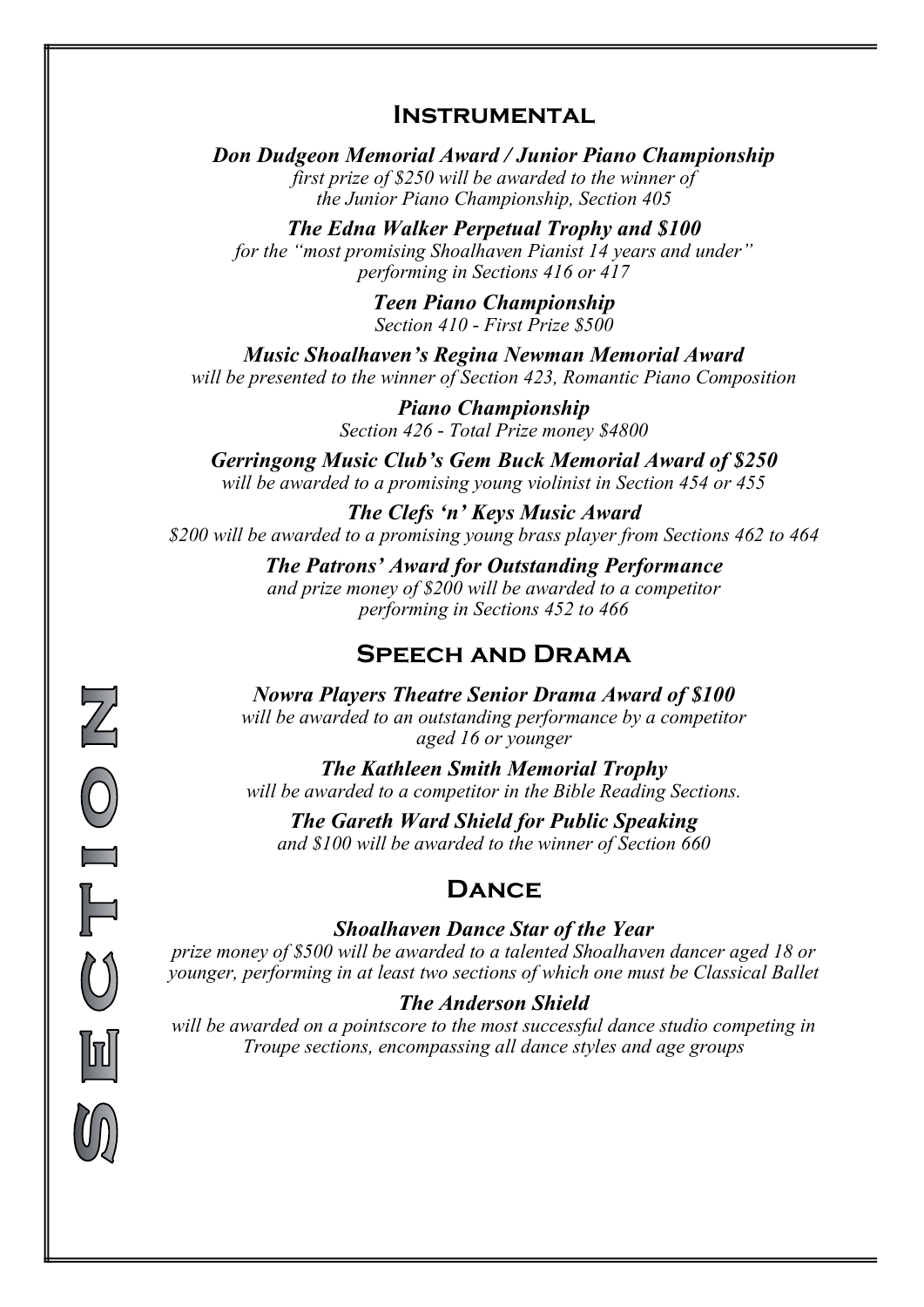## Instrumental

***Don Dudgeon Memorial Award / Junior Piano Championship***
*first prize of $250 will be awarded to the winner of the Junior Piano Championship, Section 405*

***The Edna Walker Perpetual Trophy and $100***
*for the "most promising Shoalhaven Pianist 14 years and under" performing in Sections 416 or 417*

***Teen Piano Championship***
*Section 410 - First Prize $500*

***Music Shoalhaven's Regina Newman Memorial Award***
*will be presented to the winner of Section 423, Romantic Piano Composition*

***Piano Championship***
*Section 426 - Total Prize money $4800*

***Gerringong Music Club's Gem Buck Memorial Award of $250***
*will be awarded to a promising young violinist in Section 454 or 455*

***The Clefs 'n' Keys Music Award***
*$200 will be awarded to a promising young brass player from Sections 462 to 464*

***The Patrons' Award for Outstanding Performance***
*and prize money of $200 will be awarded to a competitor performing in Sections 452 to 466*

## Speech and Drama

***Nowra Players Theatre Senior Drama Award of $100***
*will be awarded to an outstanding performance by a competitor aged 16 or younger*

***The Kathleen Smith Memorial Trophy***
*will be awarded to a competitor in the Bible Reading Sections.*

***The Gareth Ward Shield for Public Speaking***
*and $100 will be awarded to the winner of Section 660*

## Dance

***Shoalhaven Dance Star of the Year***
*prize money of $500 will be awarded to a talented Shoalhaven dancer aged 18 or younger, performing in at least two sections of which one must be Classical Ballet*

***The Anderson Shield***
*will be awarded on a pointscore to the most successful dance studio competing in Troupe sections, encompassing all dance styles and age groups*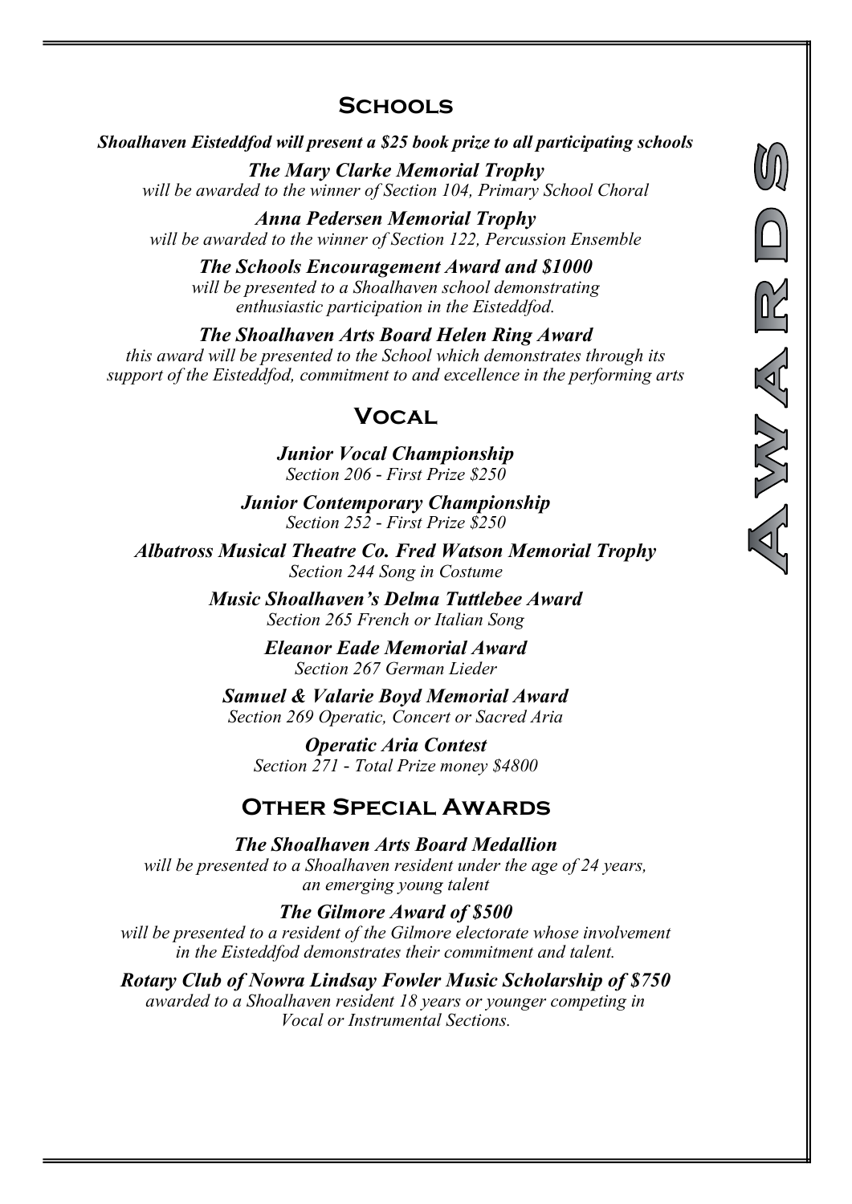# AWARDS

## Schools

***Shoalhaven Eisteddfod will present a $25 book prize to all participating schools***

***The Mary Clarke Memorial Trophy***
*will be awarded to the winner of Section 104, Primary School Choral*

***Anna Pedersen Memorial Trophy***
*will be awarded to the winner of Section 122, Percussion Ensemble*

***The Schools Encouragement Award and $1000***
*will be presented to a Shoalhaven school demonstrating enthusiastic participation in the Eisteddfod.*

***The Shoalhaven Arts Board Helen Ring Award***
*this award will be presented to the School which demonstrates through its support of the Eisteddfod, commitment to and excellence in the performing arts*

## Vocal

***Junior Vocal Championship***
*Section 206 - First Prize $250*

***Junior Contemporary Championship***
*Section 252 - First Prize $250*

***Albatross Musical Theatre Co. Fred Watson Memorial Trophy***
*Section 244 Song in Costume*

***Music Shoalhaven's Delma Tuttlebee Award***
*Section 265 French or Italian Song*

***Eleanor Eade Memorial Award***
*Section 267 German Lieder*

***Samuel & Valarie Boyd Memorial Award***
*Section 269 Operatic, Concert or Sacred Aria*

***Operatic Aria Contest***
*Section 271 - Total Prize money $4800*

## Other Special Awards

***The Shoalhaven Arts Board Medallion***
*will be presented to a Shoalhaven resident under the age of 24 years, an emerging young talent*

***The Gilmore Award of $500***
*will be presented to a resident of the Gilmore electorate whose involvement in the Eisteddfod demonstrates their commitment and talent.*

***Rotary Club of Nowra Lindsay Fowler Music Scholarship of $750***
*awarded to a Shoalhaven resident 18 years or younger competing in Vocal or Instrumental Sections.*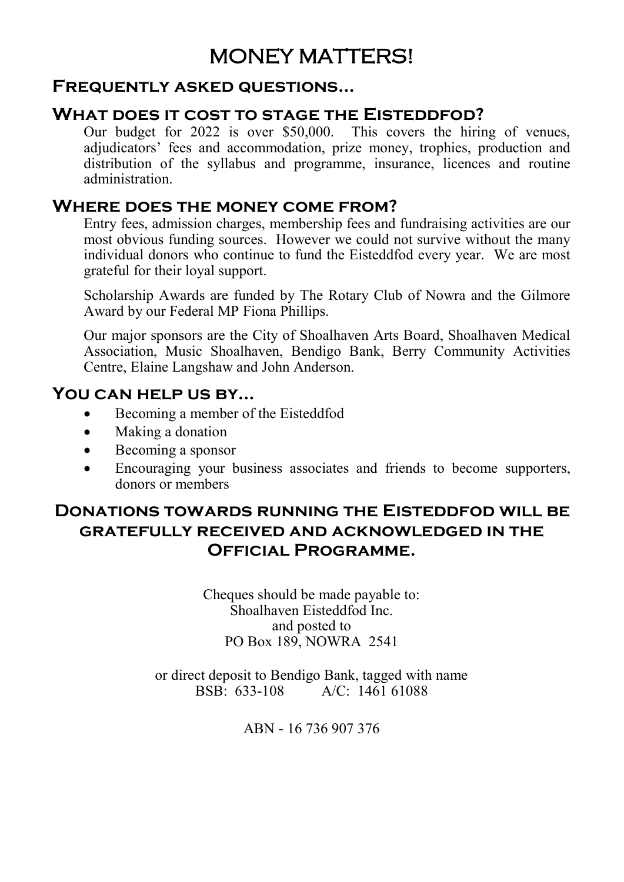# MONEY MATTERS!

## Frequently asked questions...

## What does it cost to stage the Eisteddfod?

Our budget for 2022 is over $50,000. This covers the hiring of venues, adjudicators' fees and accommodation, prize money, trophies, production and distribution of the syllabus and programme, insurance, licences and routine administration.

## Where does the money come from?

Entry fees, admission charges, membership fees and fundraising activities are our most obvious funding sources. However we could not survive without the many individual donors who continue to fund the Eisteddfod every year. We are most grateful for their loyal support.

Scholarship Awards are funded by The Rotary Club of Nowra and the Gilmore Award by our Federal MP Fiona Phillips.

Our major sponsors are the City of Shoalhaven Arts Board, Shoalhaven Medical Association, Music Shoalhaven, Bendigo Bank, Berry Community Activities Centre, Elaine Langshaw and John Anderson.

## You can help us by...

- Becoming a member of the Eisteddfod
- Making a donation
- Becoming a sponsor
- Encouraging your business associates and friends to become supporters, donors or members

## Donations towards running the Eisteddfod will be gratefully received and acknowledged in the Official Programme.

Cheques should be made payable to:
Shoalhaven Eisteddfod Inc.
and posted to
PO Box 189, NOWRA 2541

or direct deposit to Bendigo Bank, tagged with name
BSB: 633-108 A/C: 1461 61088

ABN - 16 736 907 376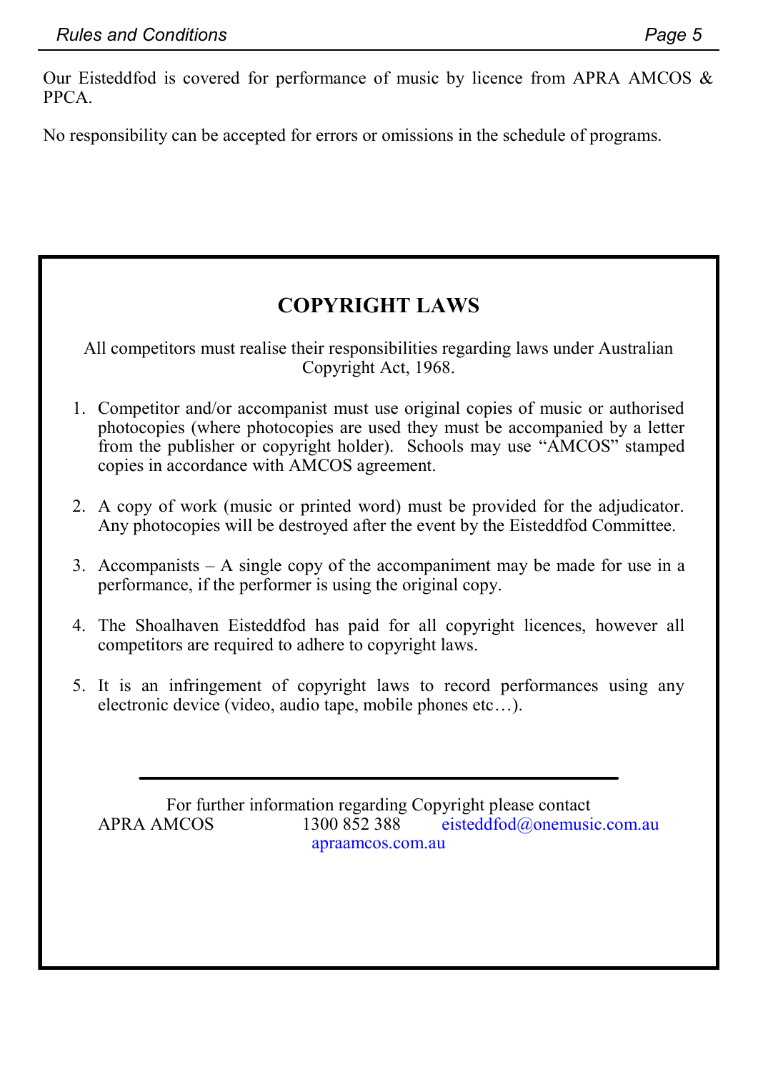Our Eisteddfod is covered for performance of music by licence from APRA AMCOS & PPCA.

No responsibility can be accepted for errors or omissions in the schedule of programs.

## COPYRIGHT LAWS

All competitors must realise their responsibilities regarding laws under Australian Copyright Act, 1968.

1. Competitor and/or accompanist must use original copies of music or authorised photocopies (where photocopies are used they must be accompanied by a letter from the publisher or copyright holder). Schools may use "AMCOS" stamped copies in accordance with AMCOS agreement.

2. A copy of work (music or printed word) must be provided for the adjudicator. Any photocopies will be destroyed after the event by the Eisteddfod Committee.

3. Accompanists – A single copy of the accompaniment may be made for use in a performance, if the performer is using the original copy.

4. The Shoalhaven Eisteddfod has paid for all copyright licences, however all competitors are required to adhere to copyright laws.

5. It is an infringement of copyright laws to record performances using any electronic device (video, audio tape, mobile phones etc…).

---

For further information regarding Copyright please contact
APRA AMCOS 1300 852 388 eisteddfod@onemusic.com.au
apraamcos.com.au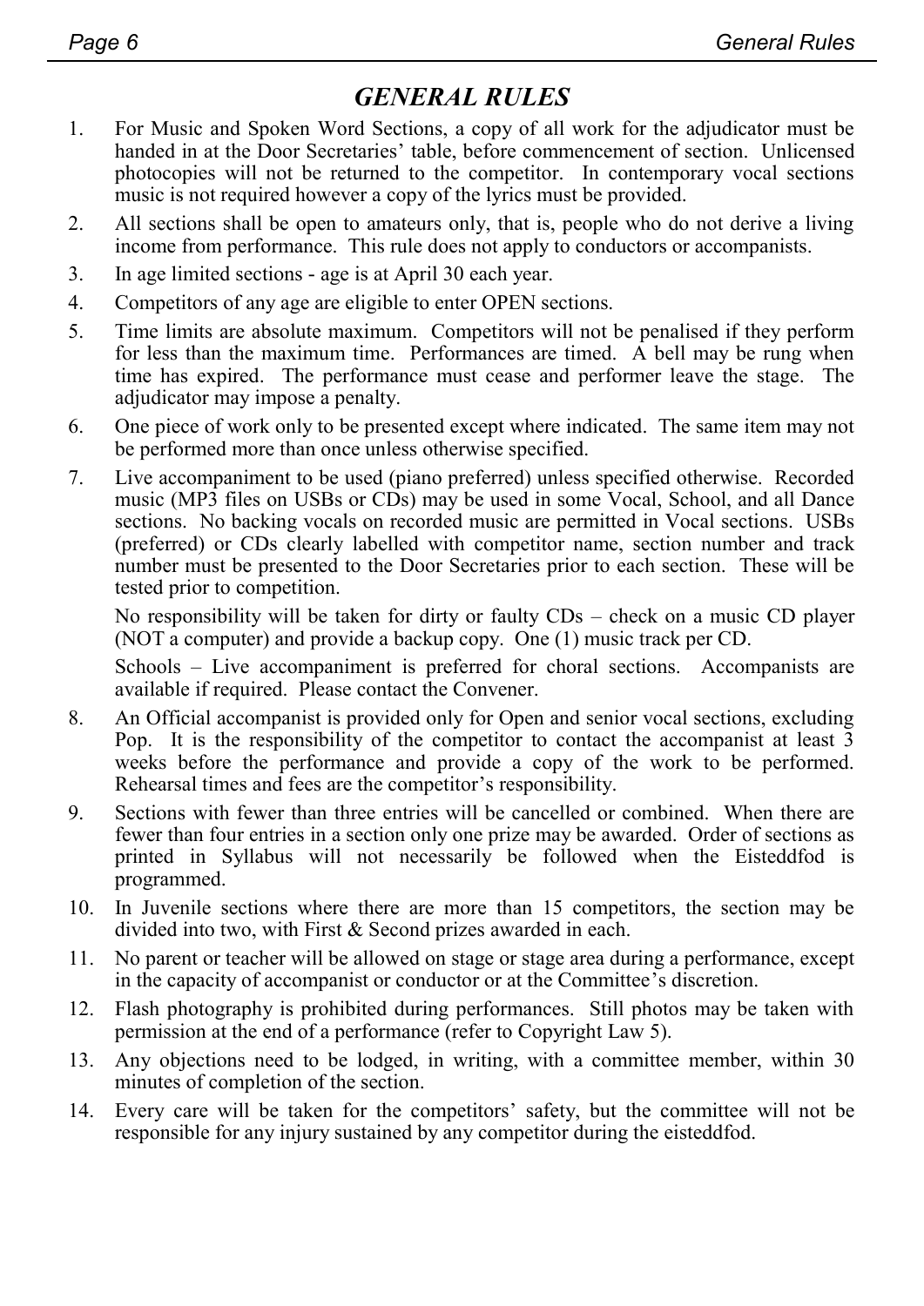# *GENERAL RULES*

1. For Music and Spoken Word Sections, a copy of all work for the adjudicator must be handed in at the Door Secretaries' table, before commencement of section. Unlicensed photocopies will not be returned to the competitor. In contemporary vocal sections music is not required however a copy of the lyrics must be provided.
2. All sections shall be open to amateurs only, that is, people who do not derive a living income from performance. This rule does not apply to conductors or accompanists.
3. In age limited sections - age is at April 30 each year.
4. Competitors of any age are eligible to enter OPEN sections.
5. Time limits are absolute maximum. Competitors will not be penalised if they perform for less than the maximum time. Performances are timed. A bell may be rung when time has expired. The performance must cease and performer leave the stage. The adjudicator may impose a penalty.
6. One piece of work only to be presented except where indicated. The same item may not be performed more than once unless otherwise specified.
7. Live accompaniment to be used (piano preferred) unless specified otherwise. Recorded music (MP3 files on USBs or CDs) may be used in some Vocal, School, and all Dance sections. No backing vocals on recorded music are permitted in Vocal sections. USBs (preferred) or CDs clearly labelled with competitor name, section number and track number must be presented to the Door Secretaries prior to each section. These will be tested prior to competition.

   No responsibility will be taken for dirty or faulty CDs – check on a music CD player (NOT a computer) and provide a backup copy. One (1) music track per CD.

   Schools – Live accompaniment is preferred for choral sections. Accompanists are available if required. Please contact the Convener.
8. An Official accompanist is provided only for Open and senior vocal sections, excluding Pop. It is the responsibility of the competitor to contact the accompanist at least 3 weeks before the performance and provide a copy of the work to be performed. Rehearsal times and fees are the competitor's responsibility.
9. Sections with fewer than three entries will be cancelled or combined. When there are fewer than four entries in a section only one prize may be awarded. Order of sections as printed in Syllabus will not necessarily be followed when the Eisteddfod is programmed.
10. In Juvenile sections where there are more than 15 competitors, the section may be divided into two, with First & Second prizes awarded in each.
11. No parent or teacher will be allowed on stage or stage area during a performance, except in the capacity of accompanist or conductor or at the Committee's discretion.
12. Flash photography is prohibited during performances. Still photos may be taken with permission at the end of a performance (refer to Copyright Law 5).
13. Any objections need to be lodged, in writing, with a committee member, within 30 minutes of completion of the section.
14. Every care will be taken for the competitors' safety, but the committee will not be responsible for any injury sustained by any competitor during the eisteddfod.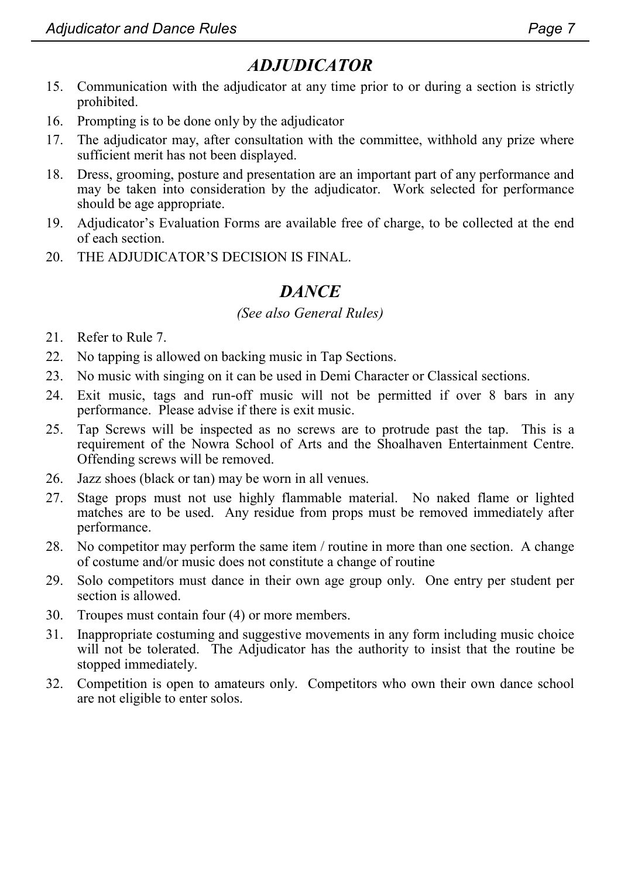## *ADJUDICATOR*

15. Communication with the adjudicator at any time prior to or during a section is strictly prohibited.
16. Prompting is to be done only by the adjudicator
17. The adjudicator may, after consultation with the committee, withhold any prize where sufficient merit has not been displayed.
18. Dress, grooming, posture and presentation are an important part of any performance and may be taken into consideration by the adjudicator. Work selected for performance should be age appropriate.
19. Adjudicator's Evaluation Forms are available free of charge, to be collected at the end of each section.
20. THE ADJUDICATOR'S DECISION IS FINAL.

## *DANCE*

*(See also General Rules)*

21. Refer to Rule 7.
22. No tapping is allowed on backing music in Tap Sections.
23. No music with singing on it can be used in Demi Character or Classical sections.
24. Exit music, tags and run-off music will not be permitted if over 8 bars in any performance. Please advise if there is exit music.
25. Tap Screws will be inspected as no screws are to protrude past the tap. This is a requirement of the Nowra School of Arts and the Shoalhaven Entertainment Centre. Offending screws will be removed.
26. Jazz shoes (black or tan) may be worn in all venues.
27. Stage props must not use highly flammable material. No naked flame or lighted matches are to be used. Any residue from props must be removed immediately after performance.
28. No competitor may perform the same item / routine in more than one section. A change of costume and/or music does not constitute a change of routine
29. Solo competitors must dance in their own age group only. One entry per student per section is allowed.
30. Troupes must contain four (4) or more members.
31. Inappropriate costuming and suggestive movements in any form including music choice will not be tolerated. The Adjudicator has the authority to insist that the routine be stopped immediately.
32. Competition is open to amateurs only. Competitors who own their own dance school are not eligible to enter solos.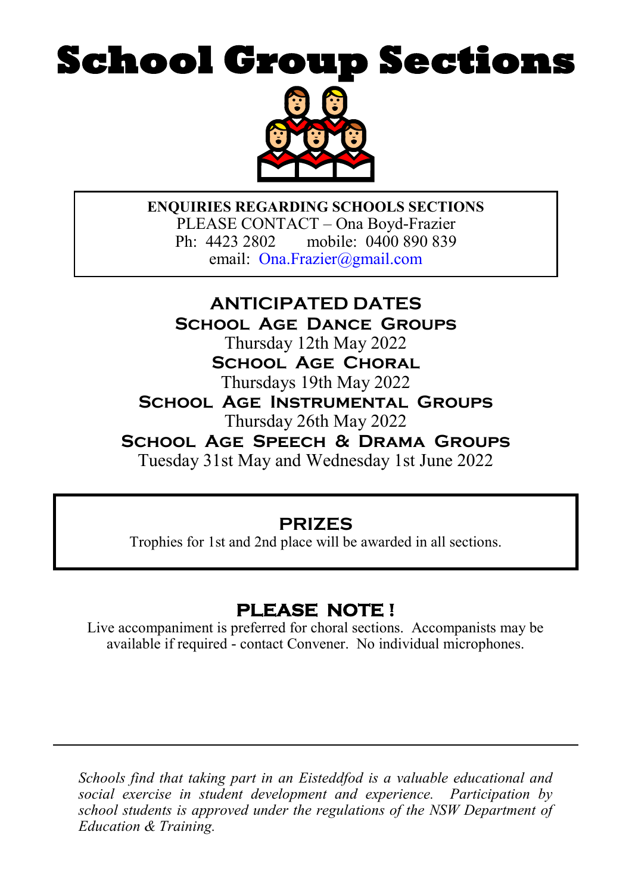# School Group Sections

**ENQUIRIES REGARDING SCHOOLS SECTIONS**
PLEASE CONTACT – Ona Boyd-Frazier
Ph: 4423 2802 mobile: 0400 890 839
email: Ona.Frazier@gmail.com

## ANTICIPATED DATES

### School Age Dance Groups

Thursday 12th May 2022

### School Age Choral

Thursdays 19th May 2022

### School Age Instrumental Groups

Thursday 26th May 2022

### School Age Speech & Drama Groups

Tuesday 31st May and Wednesday 1st June 2022

## PRIZES

Trophies for 1st and 2nd place will be awarded in all sections.

## PLEASE NOTE !

Live accompaniment is preferred for choral sections. Accompanists may be available if required - contact Convener. No individual microphones.

---

*Schools find that taking part in an Eisteddfod is a valuable educational and social exercise in student development and experience. Participation by school students is approved under the regulations of the NSW Department of Education & Training.*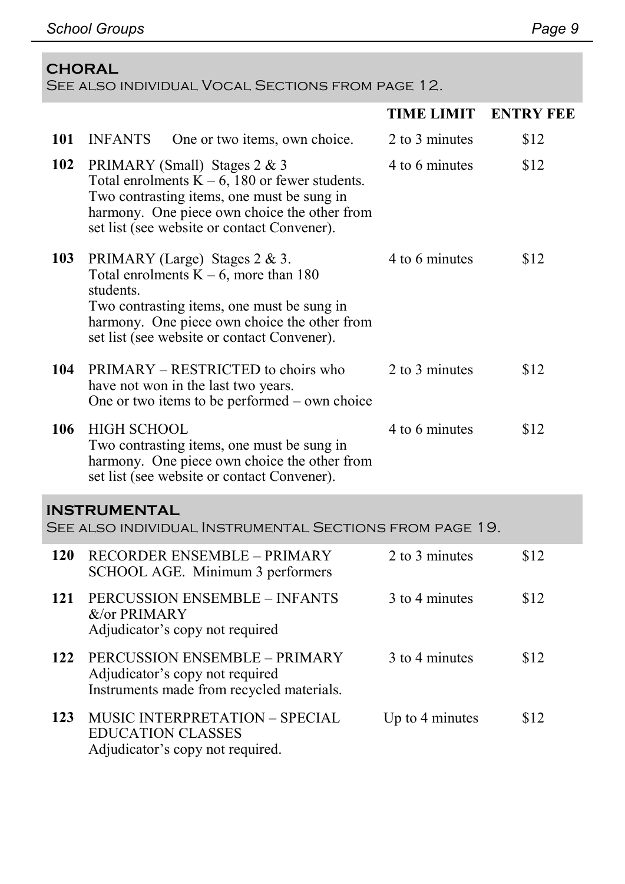## CHORAL

See also individual Vocal Sections from page 12.

| | | TIME LIMIT | ENTRY FEE |
|---|---|---|---|
| **101** | INFANTS One or two items, own choice. | 2 to 3 minutes | $12 |
| **102** | PRIMARY (Small) Stages 2 & 3<br>Total enrolments K – 6, 180 or fewer students.<br>Two contrasting items, one must be sung in harmony. One piece own choice the other from set list (see website or contact Convener). | 4 to 6 minutes | $12 |
| **103** | PRIMARY (Large) Stages 2 & 3.<br>Total enrolments K – 6, more than 180 students.<br>Two contrasting items, one must be sung in harmony. One piece own choice the other from set list (see website or contact Convener). | 4 to 6 minutes | $12 |
| **104** | PRIMARY – RESTRICTED to choirs who have not won in the last two years.<br>One or two items to be performed – own choice | 2 to 3 minutes | $12 |
| **106** | HIGH SCHOOL<br>Two contrasting items, one must be sung in harmony. One piece own choice the other from set list (see website or contact Convener). | 4 to 6 minutes | $12 |

## INSTRUMENTAL

See also individual Instrumental Sections from page 19.

| | | | |
|---|---|---|---|
| **120** | RECORDER ENSEMBLE – PRIMARY SCHOOL AGE. Minimum 3 performers | 2 to 3 minutes | $12 |
| **121** | PERCUSSION ENSEMBLE – INFANTS &/or PRIMARY<br>Adjudicator's copy not required | 3 to 4 minutes | $12 |
| **122** | PERCUSSION ENSEMBLE – PRIMARY<br>Adjudicator's copy not required<br>Instruments made from recycled materials. | 3 to 4 minutes | $12 |
| **123** | MUSIC INTERPRETATION – SPECIAL EDUCATION CLASSES<br>Adjudicator's copy not required. | Up to 4 minutes | $12 |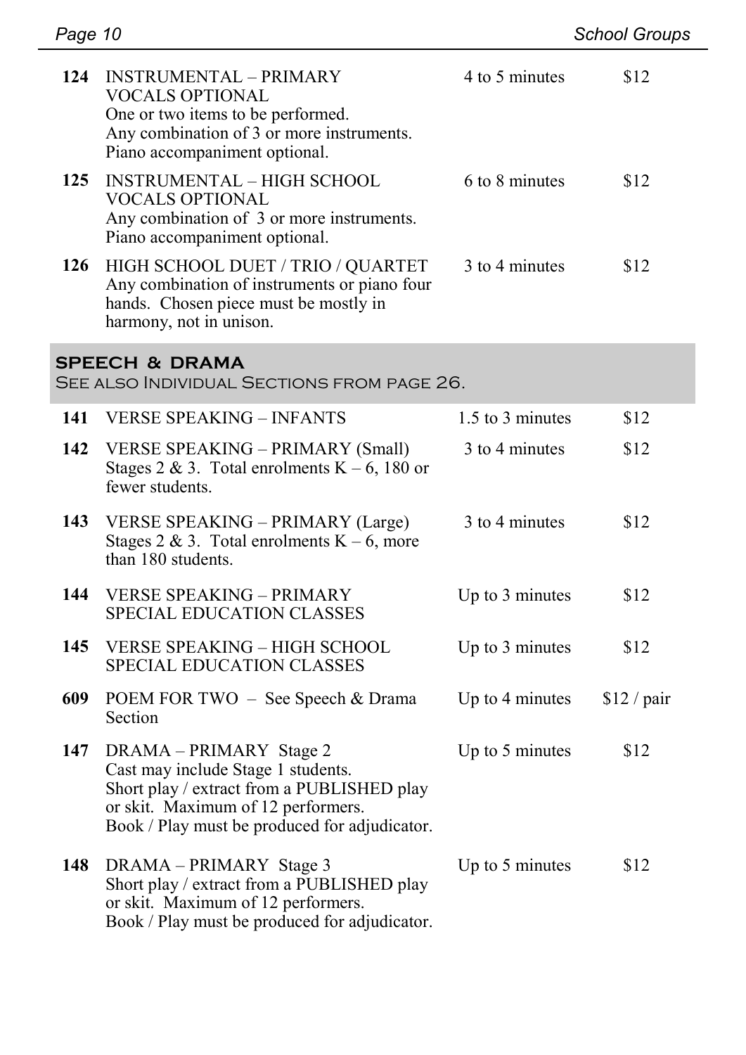| | | | |
|---|---|---|---|
| **124** | INSTRUMENTAL – PRIMARY<br>VOCALS OPTIONAL<br>One or two items to be performed.<br>Any combination of 3 or more instruments.<br>Piano accompaniment optional. | 4 to 5 minutes | $12 |
| **125** | INSTRUMENTAL – HIGH SCHOOL<br>VOCALS OPTIONAL<br>Any combination of 3 or more instruments.<br>Piano accompaniment optional. | 6 to 8 minutes | $12 |
| **126** | HIGH SCHOOL DUET / TRIO / QUARTET<br>Any combination of instruments or piano four hands. Chosen piece must be mostly in harmony, not in unison. | 3 to 4 minutes | $12 |

## SPEECH & DRAMA

See also Individual Sections from page 26.

| | | | |
|---|---|---|---|
| **141** | VERSE SPEAKING – INFANTS | 1.5 to 3 minutes | $12 |
| **142** | VERSE SPEAKING – PRIMARY (Small)<br>Stages 2 & 3. Total enrolments K – 6, 180 or fewer students. | 3 to 4 minutes | $12 |
| **143** | VERSE SPEAKING – PRIMARY (Large)<br>Stages 2 & 3. Total enrolments K – 6, more than 180 students. | 3 to 4 minutes | $12 |
| **144** | VERSE SPEAKING – PRIMARY<br>SPECIAL EDUCATION CLASSES | Up to 3 minutes | $12 |
| **145** | VERSE SPEAKING – HIGH SCHOOL<br>SPECIAL EDUCATION CLASSES | Up to 3 minutes | $12 |
| **609** | POEM FOR TWO – See Speech & Drama Section | Up to 4 minutes | $12 / pair |
| **147** | DRAMA – PRIMARY Stage 2<br>Cast may include Stage 1 students.<br>Short play / extract from a PUBLISHED play or skit. Maximum of 12 performers.<br>Book / Play must be produced for adjudicator. | Up to 5 minutes | $12 |
| **148** | DRAMA – PRIMARY Stage 3<br>Short play / extract from a PUBLISHED play or skit. Maximum of 12 performers.<br>Book / Play must be produced for adjudicator. | Up to 5 minutes | $12 |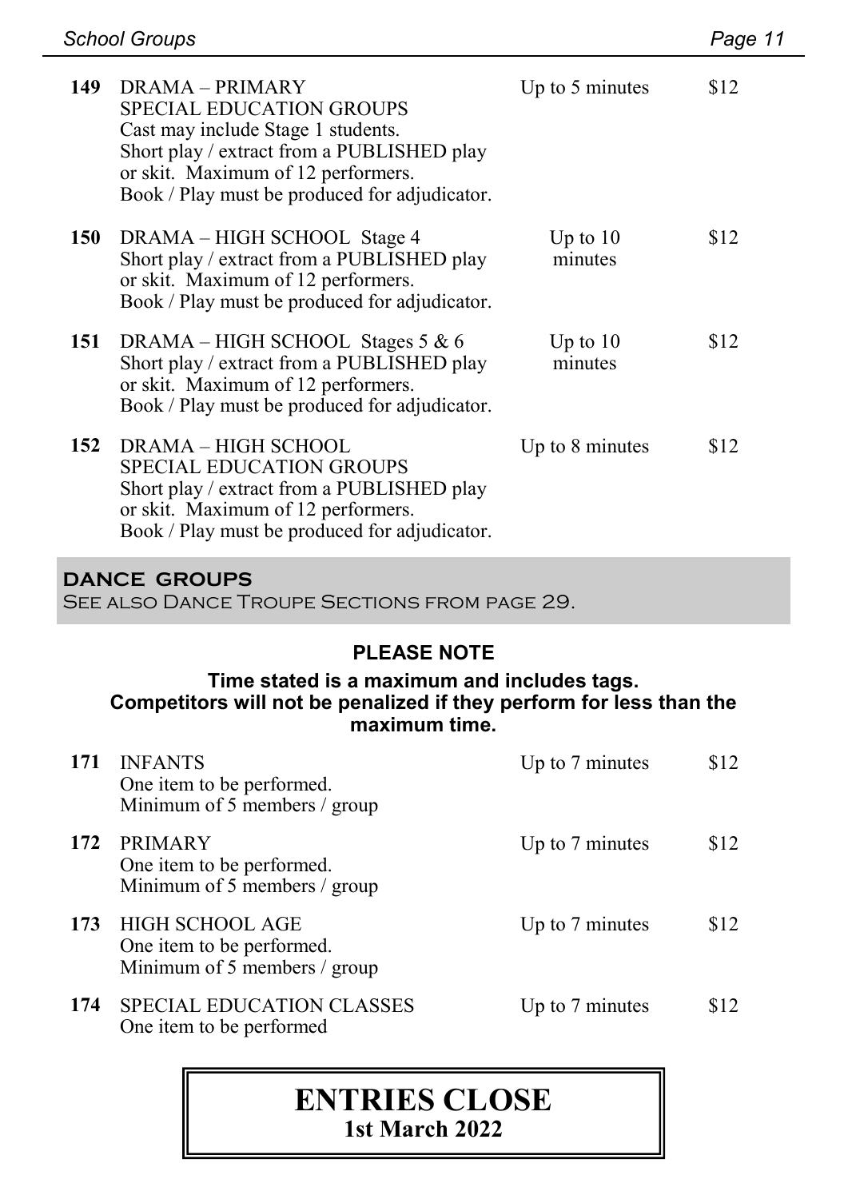| | | | |
|---|---|---|---|
| **149** | DRAMA – PRIMARY<br>SPECIAL EDUCATION GROUPS<br>Cast may include Stage 1 students.<br>Short play / extract from a PUBLISHED play or skit. Maximum of 12 performers.<br>Book / Play must be produced for adjudicator. | Up to 5 minutes | $12 |
| **150** | DRAMA – HIGH SCHOOL Stage 4<br>Short play / extract from a PUBLISHED play or skit. Maximum of 12 performers.<br>Book / Play must be produced for adjudicator. | Up to 10 minutes | $12 |
| **151** | DRAMA – HIGH SCHOOL Stages 5 & 6<br>Short play / extract from a PUBLISHED play or skit. Maximum of 12 performers.<br>Book / Play must be produced for adjudicator. | Up to 10 minutes | $12 |
| **152** | DRAMA – HIGH SCHOOL<br>SPECIAL EDUCATION GROUPS<br>Short play / extract from a PUBLISHED play or skit. Maximum of 12 performers.<br>Book / Play must be produced for adjudicator. | Up to 8 minutes | $12 |

## DANCE GROUPS

See also Dance Troupe Sections from page 29.

**PLEASE NOTE**

**Time stated is a maximum and includes tags.**
**Competitors will not be penalized if they perform for less than the maximum time.**

| | | | |
|---|---|---|---|
| **171** | INFANTS<br>One item to be performed.<br>Minimum of 5 members / group | Up to 7 minutes | $12 |
| **172** | PRIMARY<br>One item to be performed.<br>Minimum of 5 members / group | Up to 7 minutes | $12 |
| **173** | HIGH SCHOOL AGE<br>One item to be performed.<br>Minimum of 5 members / group | Up to 7 minutes | $12 |
| **174** | SPECIAL EDUCATION CLASSES<br>One item to be performed | Up to 7 minutes | $12 |

# ENTRIES CLOSE

**1st March 2022**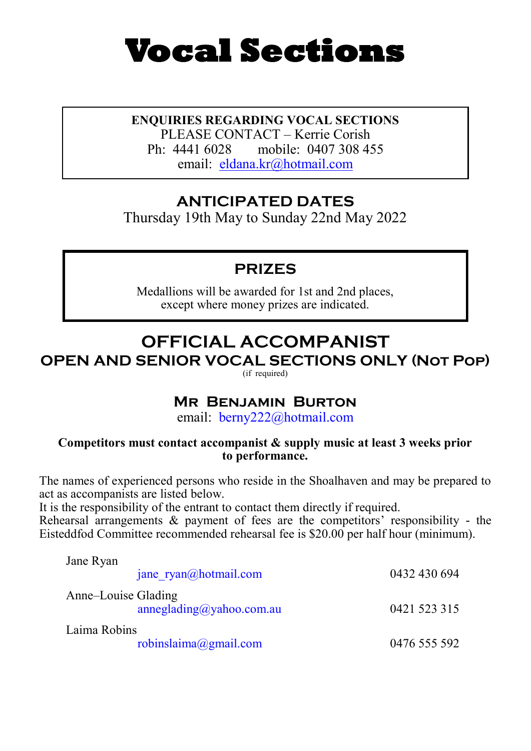# Vocal Sections

**ENQUIRIES REGARDING VOCAL SECTIONS**
PLEASE CONTACT – Kerrie Corish
Ph: 4441 6028 mobile: 0407 308 455
email: eldana.kr@hotmail.com

## ANTICIPATED DATES

Thursday 19th May to Sunday 22nd May 2022

## PRIZES

Medallions will be awarded for 1st and 2nd places, except where money prizes are indicated.

## OFFICIAL ACCOMPANIST

### OPEN AND SENIOR VOCAL SECTIONS ONLY (Not Pop)

(if required)

### Mr Benjamin Burton

email: berny222@hotmail.com

**Competitors must contact accompanist & supply music at least 3 weeks prior to performance.**

The names of experienced persons who reside in the Shoalhaven and may be prepared to act as accompanists are listed below.
It is the responsibility of the entrant to contact them directly if required.
Rehearsal arrangements & payment of fees are the competitors' responsibility - the Eisteddfod Committee recommended rehearsal fee is $20.00 per half hour (minimum).

| | | |
|---|---|---|
| Jane Ryan | jane_ryan@hotmail.com | 0432 430 694 |
| Anne–Louise Glading | anneglading@yahoo.com.au | 0421 523 315 |
| Laima Robins | robinslaima@gmail.com | 0476 555 592 |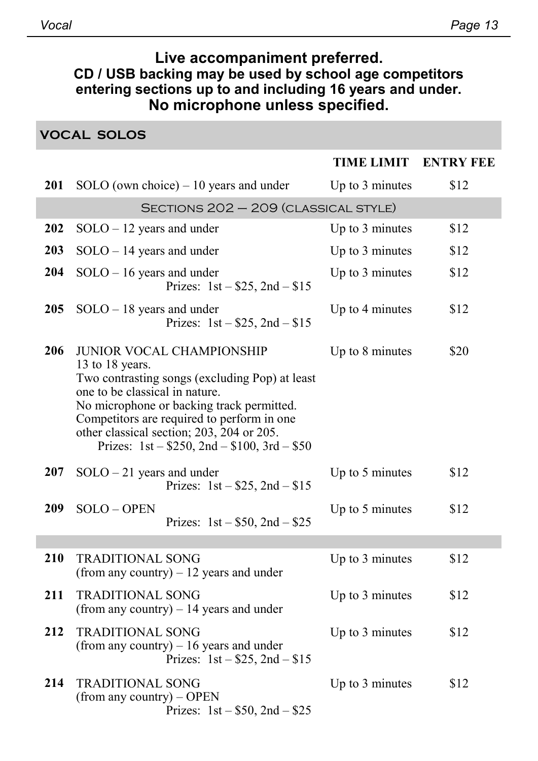**Live accompaniment preferred.**
**CD / USB backing may be used by school age competitors entering sections up to and including 16 years and under.**
**No microphone unless specified.**

## VOCAL SOLOS

| | | TIME LIMIT | ENTRY FEE |
|---|---|---|---|
| **201** | SOLO (own choice) – 10 years and under | Up to 3 minutes | $12 |
| | **Sections 202 – 209 (classical style)** | | |
| **202** | SOLO – 12 years and under | Up to 3 minutes | $12 |
| **203** | SOLO – 14 years and under | Up to 3 minutes | $12 |
| **204** | SOLO – 16 years and under<br>Prizes: 1st – $25, 2nd – $15 | Up to 3 minutes | $12 |
| **205** | SOLO – 18 years and under<br>Prizes: 1st – $25, 2nd – $15 | Up to 4 minutes | $12 |
| **206** | JUNIOR VOCAL CHAMPIONSHIP<br>13 to 18 years.<br>Two contrasting songs (excluding Pop) at least one to be classical in nature.<br>No microphone or backing track permitted.<br>Competitors are required to perform in one other classical section; 203, 204 or 205.<br>Prizes: 1st – $250, 2nd – $100, 3rd – $50 | Up to 8 minutes | $20 |
| **207** | SOLO – 21 years and under<br>Prizes: 1st – $25, 2nd – $15 | Up to 5 minutes | $12 |
| **209** | SOLO – OPEN<br>Prizes: 1st – $50, 2nd – $25 | Up to 5 minutes | $12 |
| | | | |
| **210** | TRADITIONAL SONG<br>(from any country) – 12 years and under | Up to 3 minutes | $12 |
| **211** | TRADITIONAL SONG<br>(from any country) – 14 years and under | Up to 3 minutes | $12 |
| **212** | TRADITIONAL SONG<br>(from any country) – 16 years and under<br>Prizes: 1st – $25, 2nd – $15 | Up to 3 minutes | $12 |
| **214** | TRADITIONAL SONG<br>(from any country) – OPEN<br>Prizes: 1st – $50, 2nd – $25 | Up to 3 minutes | $12 |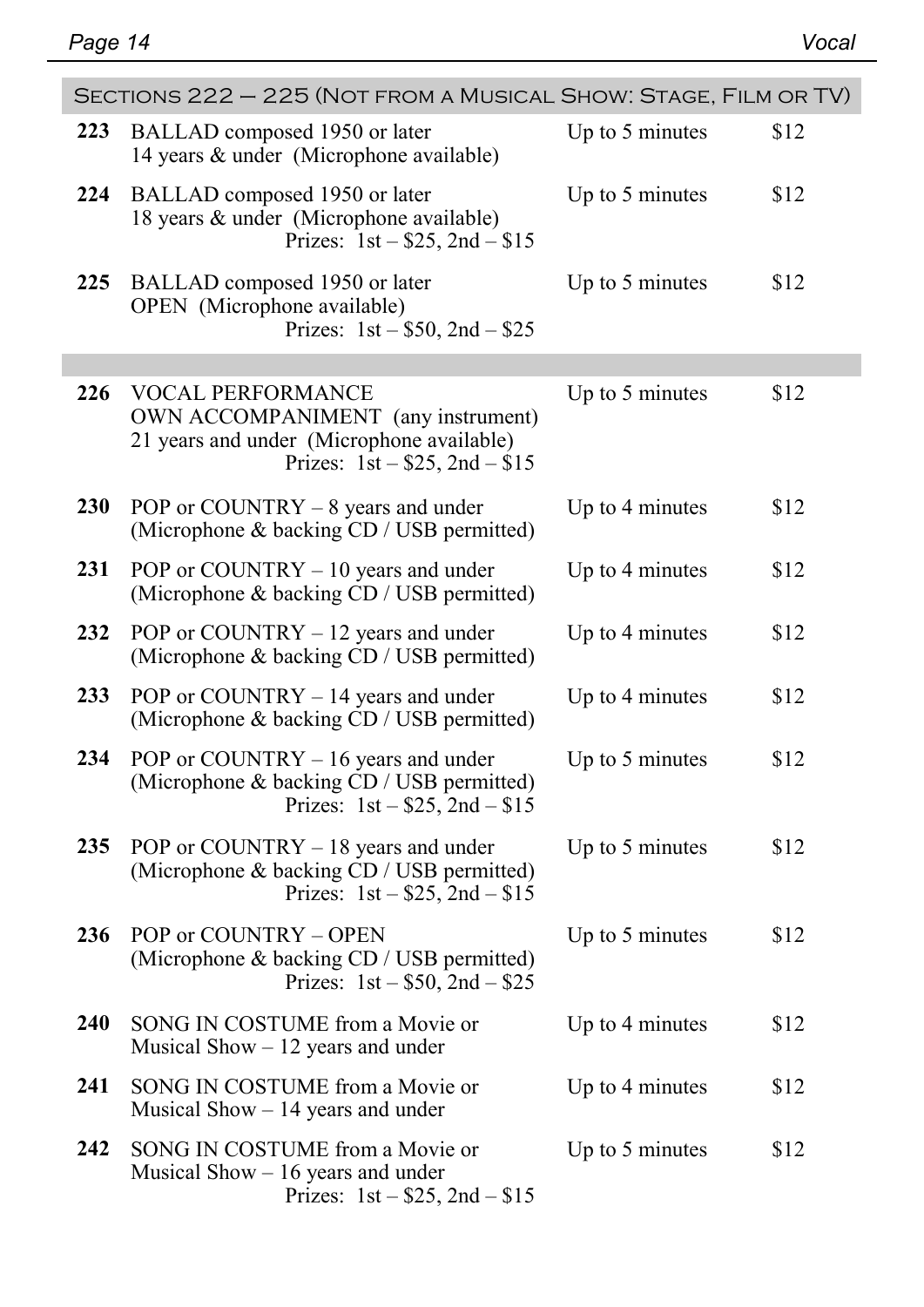## Sections 222 – 225 (Not from a Musical Show: Stage, Film or TV)

| | | | |
|---|---|---|---|
| **223** | BALLAD composed 1950 or later<br>14 years & under (Microphone available) | Up to 5 minutes | $12 |
| **224** | BALLAD composed 1950 or later<br>18 years & under (Microphone available)<br>Prizes: 1st – $25, 2nd – $15 | Up to 5 minutes | $12 |
| **225** | BALLAD composed 1950 or later<br>OPEN (Microphone available)<br>Prizes: 1st – $50, 2nd – $25 | Up to 5 minutes | $12 |

| | | | |
|---|---|---|---|
| **226** | VOCAL PERFORMANCE<br>OWN ACCOMPANIMENT (any instrument)<br>21 years and under (Microphone available)<br>Prizes: 1st – $25, 2nd – $15 | Up to 5 minutes | $12 |
| **230** | POP or COUNTRY – 8 years and under<br>(Microphone & backing CD / USB permitted) | Up to 4 minutes | $12 |
| **231** | POP or COUNTRY – 10 years and under<br>(Microphone & backing CD / USB permitted) | Up to 4 minutes | $12 |
| **232** | POP or COUNTRY – 12 years and under<br>(Microphone & backing CD / USB permitted) | Up to 4 minutes | $12 |
| **233** | POP or COUNTRY – 14 years and under<br>(Microphone & backing CD / USB permitted) | Up to 4 minutes | $12 |
| **234** | POP or COUNTRY – 16 years and under<br>(Microphone & backing CD / USB permitted)<br>Prizes: 1st – $25, 2nd – $15 | Up to 5 minutes | $12 |
| **235** | POP or COUNTRY – 18 years and under<br>(Microphone & backing CD / USB permitted)<br>Prizes: 1st – $25, 2nd – $15 | Up to 5 minutes | $12 |
| **236** | POP or COUNTRY – OPEN<br>(Microphone & backing CD / USB permitted)<br>Prizes: 1st – $50, 2nd – $25 | Up to 5 minutes | $12 |
| **240** | SONG IN COSTUME from a Movie or<br>Musical Show – 12 years and under | Up to 4 minutes | $12 |
| **241** | SONG IN COSTUME from a Movie or<br>Musical Show – 14 years and under | Up to 4 minutes | $12 |
| **242** | SONG IN COSTUME from a Movie or<br>Musical Show – 16 years and under<br>Prizes: 1st – $25, 2nd – $15 | Up to 5 minutes | $12 |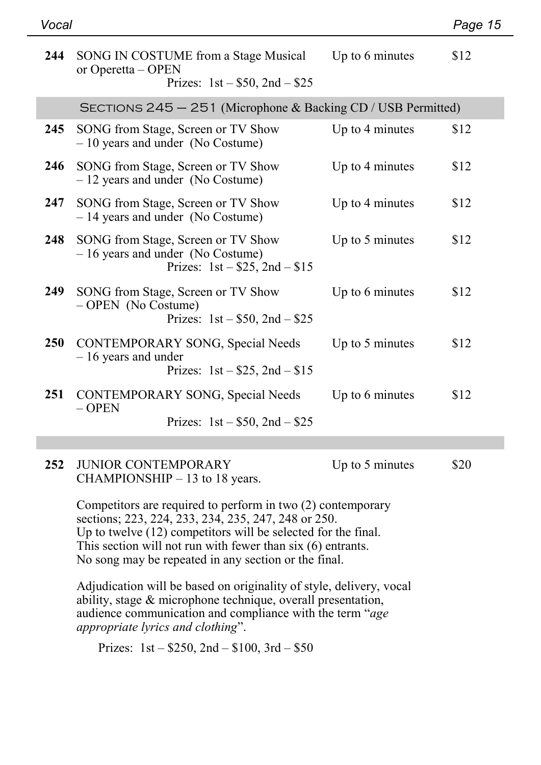**244** SONG IN COSTUME from a Stage Musical or Operetta – OPEN — Up to 6 minutes — $12

Prizes: 1st – $50, 2nd – $25

### SECTIONS 245 – 251 (Microphone & Backing CD / USB Permitted)

**245** SONG from Stage, Screen or TV Show – 10 years and under (No Costume) — Up to 4 minutes — $12

**246** SONG from Stage, Screen or TV Show – 12 years and under (No Costume) — Up to 4 minutes — $12

**247** SONG from Stage, Screen or TV Show – 14 years and under (No Costume) — Up to 4 minutes — $12

**248** SONG from Stage, Screen or TV Show – 16 years and under (No Costume) — Up to 5 minutes — $12

Prizes: 1st – $25, 2nd – $15

**249** SONG from Stage, Screen or TV Show – OPEN (No Costume) — Up to 6 minutes — $12

Prizes: 1st – $50, 2nd – $25

**250** CONTEMPORARY SONG, Special Needs – 16 years and under — Up to 5 minutes — $12

Prizes: 1st – $25, 2nd – $15

**251** CONTEMPORARY SONG, Special Needs – OPEN — Up to 6 minutes — $12

Prizes: 1st – $50, 2nd – $25

---

**252** JUNIOR CONTEMPORARY CHAMPIONSHIP – 13 to 18 years. — Up to 5 minutes — $20

Competitors are required to perform in two (2) contemporary sections; 223, 224, 233, 234, 235, 247, 248 or 250.
Up to twelve (12) competitors will be selected for the final.
This section will not run with fewer than six (6) entrants.
No song may be repeated in any section or the final.

Adjudication will be based on originality of style, delivery, vocal ability, stage & microphone technique, overall presentation, audience communication and compliance with the term "*age appropriate lyrics and clothing*".

Prizes: 1st – $250, 2nd – $100, 3rd – $50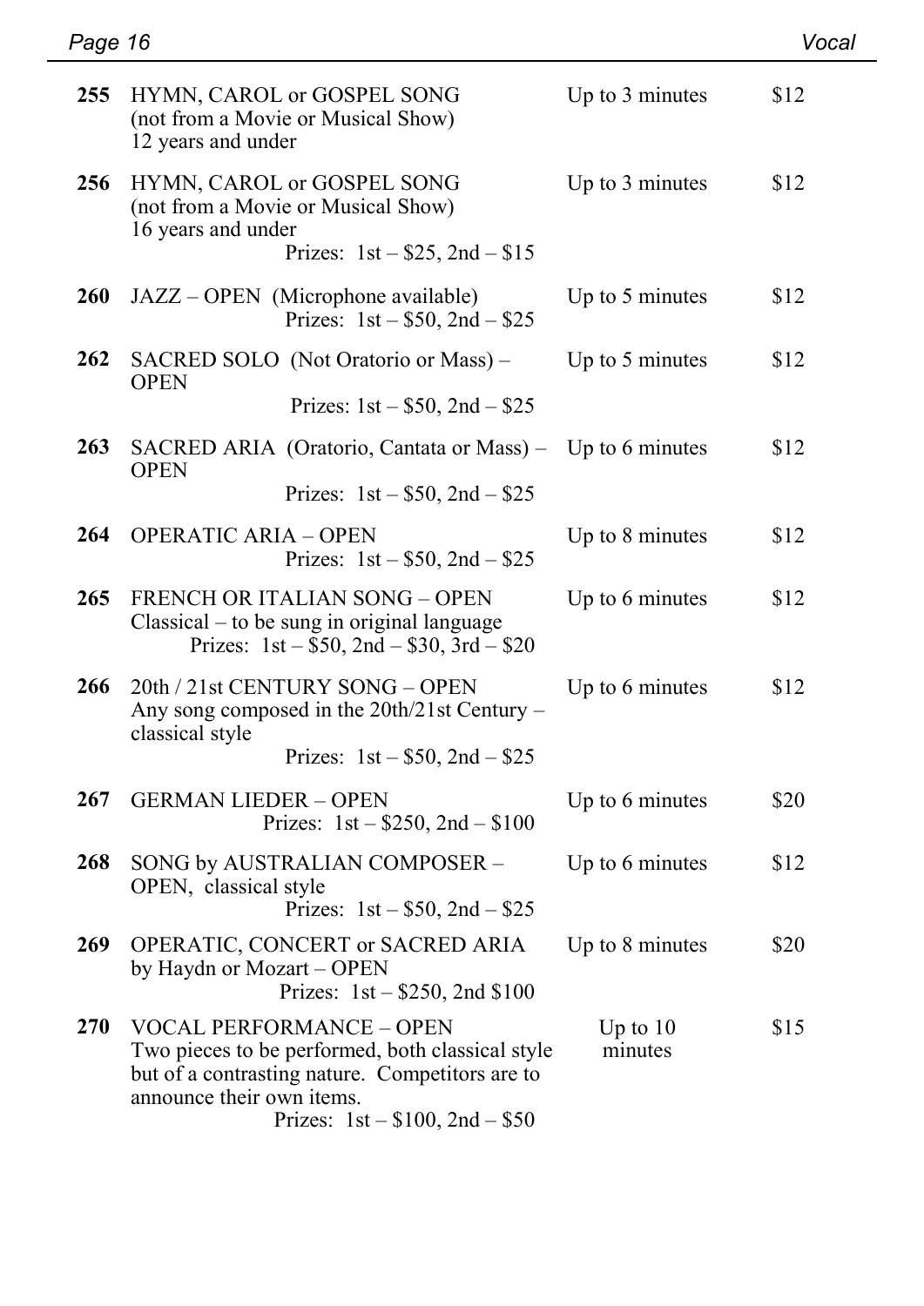| | | | |
|---|---|---|---|
| **255** | HYMN, CAROL or GOSPEL SONG (not from a Movie or Musical Show) 12 years and under | Up to 3 minutes | $12 |
| **256** | HYMN, CAROL or GOSPEL SONG (not from a Movie or Musical Show) 16 years and under<br>Prizes: 1st – $25, 2nd – $15 | Up to 3 minutes | $12 |
| **260** | JAZZ – OPEN (Microphone available)<br>Prizes: 1st – $50, 2nd – $25 | Up to 5 minutes | $12 |
| **262** | SACRED SOLO (Not Oratorio or Mass) – OPEN<br>Prizes: 1st – $50, 2nd – $25 | Up to 5 minutes | $12 |
| **263** | SACRED ARIA (Oratorio, Cantata or Mass) – OPEN<br>Prizes: 1st – $50, 2nd – $25 | Up to 6 minutes | $12 |
| **264** | OPERATIC ARIA – OPEN<br>Prizes: 1st – $50, 2nd – $25 | Up to 8 minutes | $12 |
| **265** | FRENCH OR ITALIAN SONG – OPEN<br>Classical – to be sung in original language<br>Prizes: 1st – $50, 2nd – $30, 3rd – $20 | Up to 6 minutes | $12 |
| **266** | 20th / 21st CENTURY SONG – OPEN<br>Any song composed in the 20th/21st Century – classical style<br>Prizes: 1st – $50, 2nd – $25 | Up to 6 minutes | $12 |
| **267** | GERMAN LIEDER – OPEN<br>Prizes: 1st – $250, 2nd – $100 | Up to 6 minutes | $20 |
| **268** | SONG by AUSTRALIAN COMPOSER – OPEN, classical style<br>Prizes: 1st – $50, 2nd – $25 | Up to 6 minutes | $12 |
| **269** | OPERATIC, CONCERT or SACRED ARIA by Haydn or Mozart – OPEN<br>Prizes: 1st – $250, 2nd $100 | Up to 8 minutes | $20 |
| **270** | VOCAL PERFORMANCE – OPEN<br>Two pieces to be performed, both classical style but of a contrasting nature. Competitors are to announce their own items.<br>Prizes: 1st – $100, 2nd – $50 | Up to 10 minutes | $15 |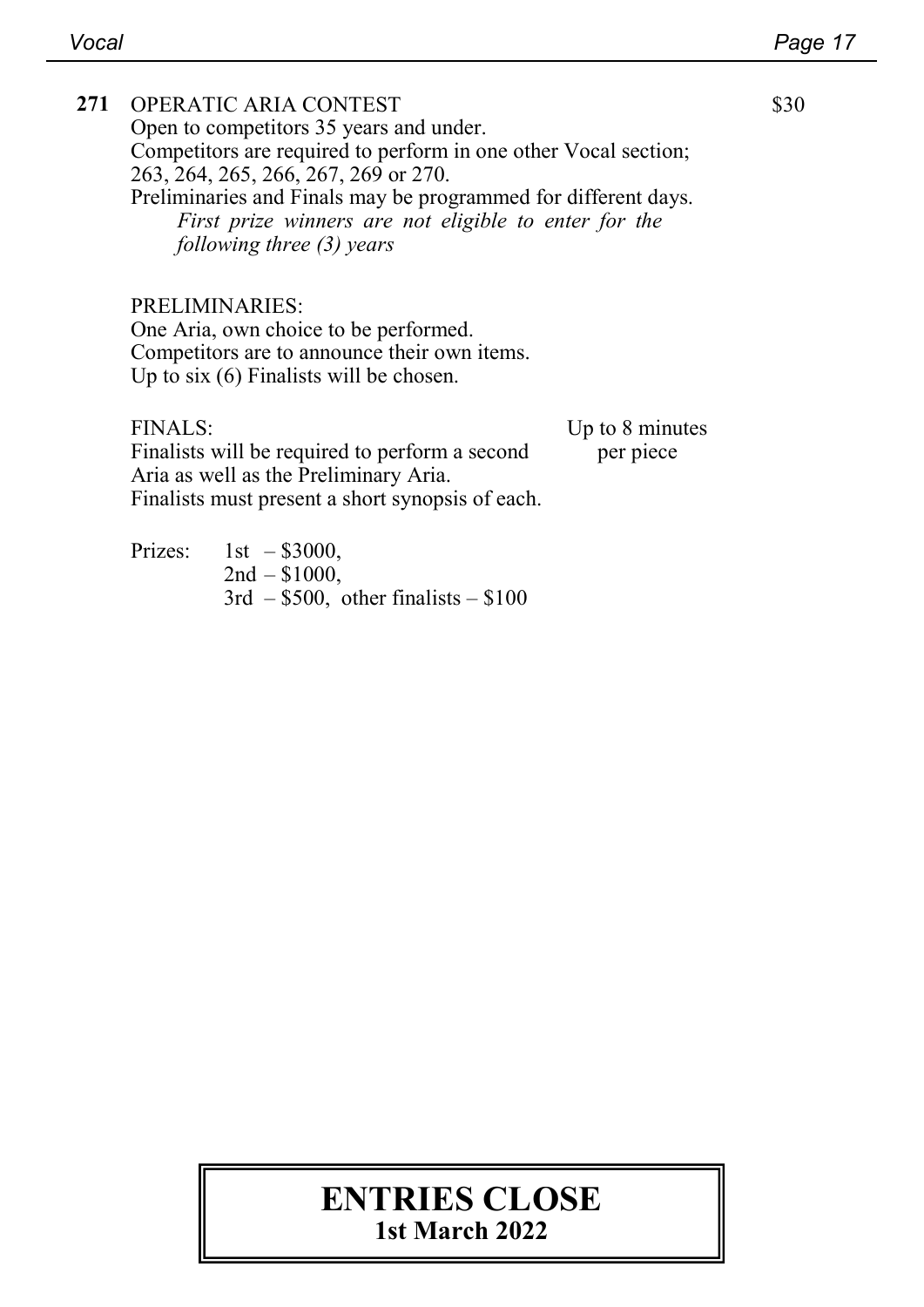**271** OPERATIC ARIA CONTEST $30

Open to competitors 35 years and under.
Competitors are required to perform in one other Vocal section; 263, 264, 265, 266, 267, 269 or 270.
Preliminaries and Finals may be programmed for different days.

*First prize winners are not eligible to enter for the following three (3) years*

PRELIMINARIES:
One Aria, own choice to be performed.
Competitors are to announce their own items.
Up to six (6) Finalists will be chosen.

FINALS: Up to 8 minutes per piece
Finalists will be required to perform a second Aria as well as the Preliminary Aria.
Finalists must present a short synopsis of each.

Prizes: 1st – $3000,
2nd – $1000,
3rd – $500, other finalists – $100

**ENTRIES CLOSE**
**1st March 2022**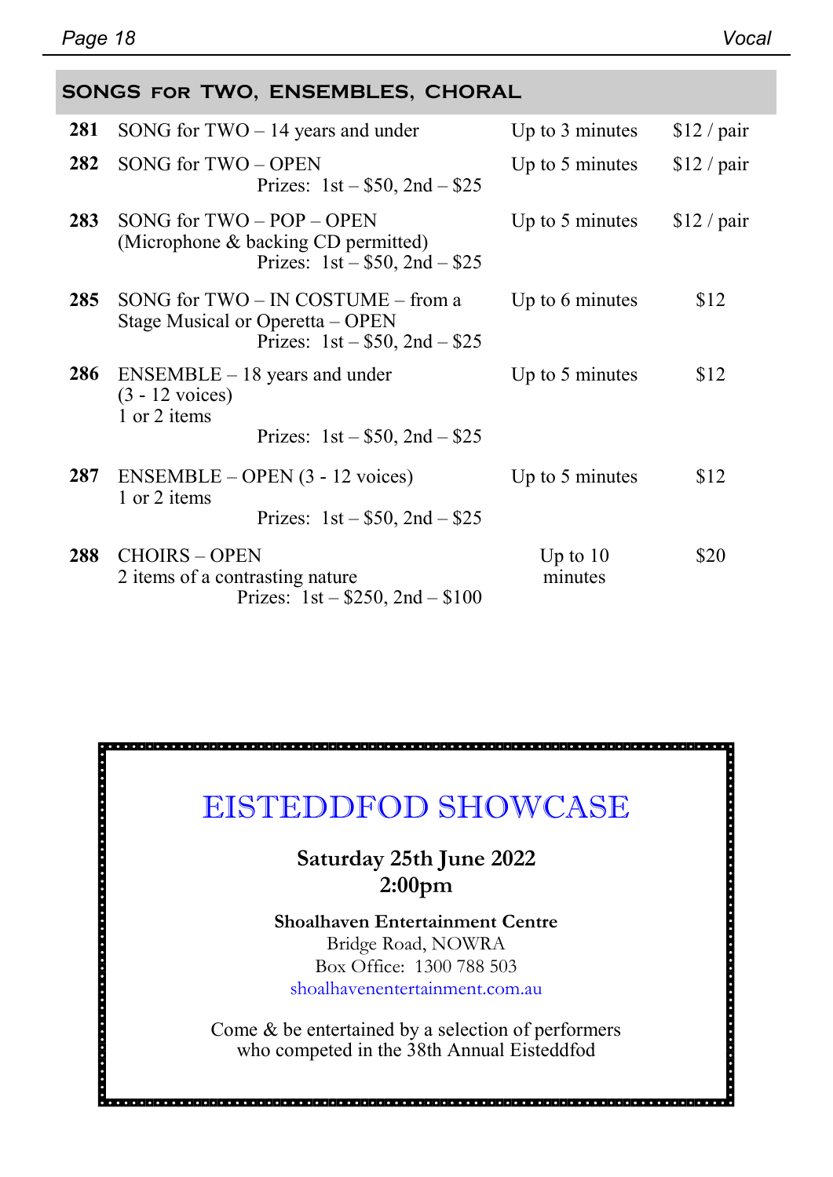## SONGS FOR TWO, ENSEMBLES, CHORAL

| | | | |
|---|---|---|---|
| **281** | SONG for TWO – 14 years and under | Up to 3 minutes | $12 / pair |
| **282** | SONG for TWO – OPEN<br>Prizes: 1st – $50, 2nd – $25 | Up to 5 minutes | $12 / pair |
| **283** | SONG for TWO – POP – OPEN<br>(Microphone & backing CD permitted)<br>Prizes: 1st – $50, 2nd – $25 | Up to 5 minutes | $12 / pair |
| **285** | SONG for TWO – IN COSTUME – from a Stage Musical or Operetta – OPEN<br>Prizes: 1st – $50, 2nd – $25 | Up to 6 minutes | $12 |
| **286** | ENSEMBLE – 18 years and under<br>(3 - 12 voices)<br>1 or 2 items<br>Prizes: 1st – $50, 2nd – $25 | Up to 5 minutes | $12 |
| **287** | ENSEMBLE – OPEN (3 - 12 voices)<br>1 or 2 items<br>Prizes: 1st – $50, 2nd – $25 | Up to 5 minutes | $12 |
| **288** | CHOIRS – OPEN<br>2 items of a contrasting nature<br>Prizes: 1st – $250, 2nd – $100 | Up to 10 minutes | $20 |

# EISTEDDFOD SHOWCASE

**Saturday 25th June 2022**
**2:00pm**

**Shoalhaven Entertainment Centre**
Bridge Road, NOWRA
Box Office: 1300 788 503
shoalhavenentertainment.com.au

Come & be entertained by a selection of performers who competed in the 38th Annual Eisteddfod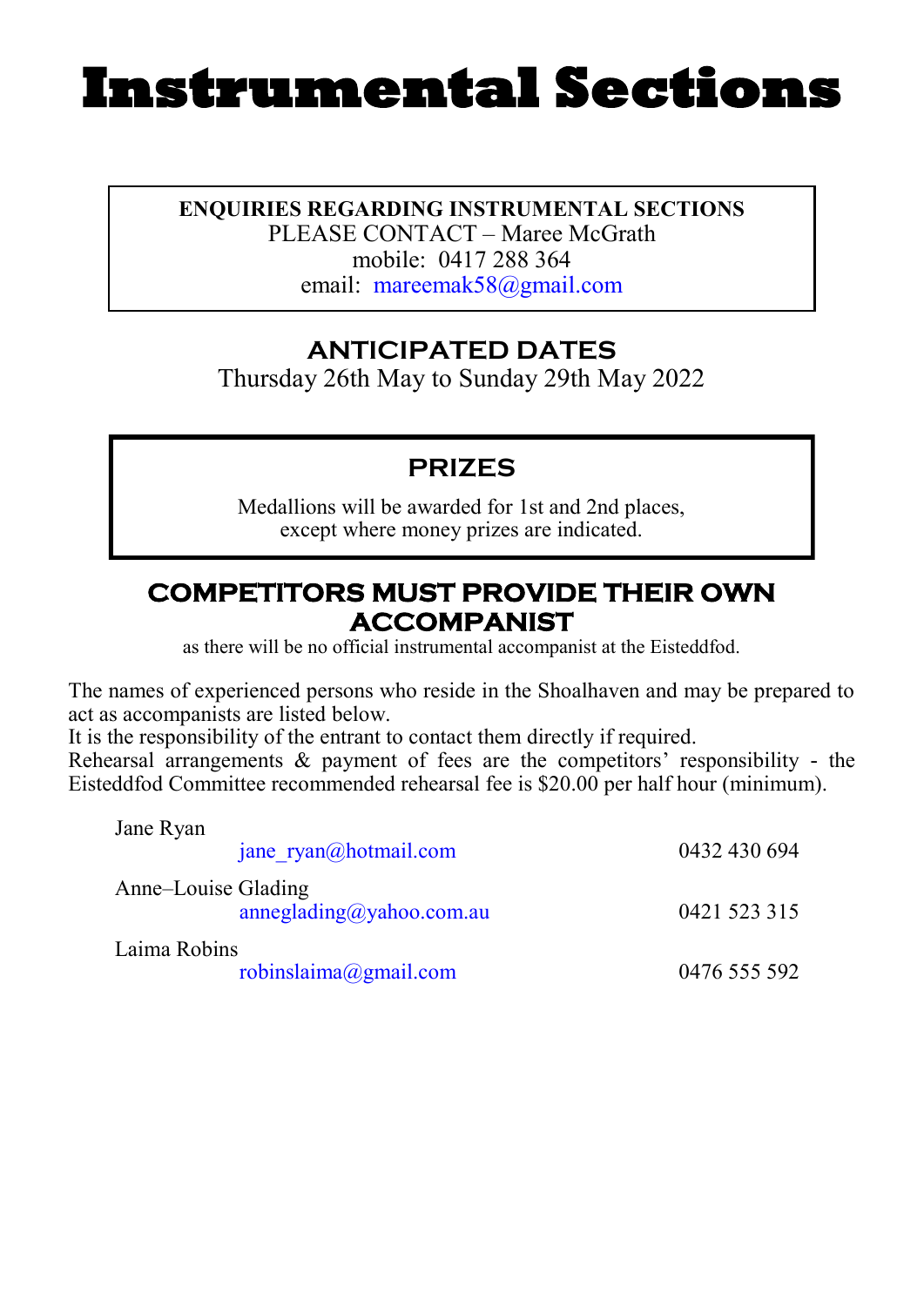# Instrumental Sections

**ENQUIRIES REGARDING INSTRUMENTAL SECTIONS**
PLEASE CONTACT – Maree McGrath
mobile: 0417 288 364
email: mareemak58@gmail.com

## ANTICIPATED DATES

Thursday 26th May to Sunday 29th May 2022

## PRIZES

Medallions will be awarded for 1st and 2nd places,
except where money prizes are indicated.

## COMPETITORS MUST PROVIDE THEIR OWN ACCOMPANIST

as there will be no official instrumental accompanist at the Eisteddfod.

The names of experienced persons who reside in the Shoalhaven and may be prepared to act as accompanists are listed below.
It is the responsibility of the entrant to contact them directly if required.
Rehearsal arrangements & payment of fees are the competitors' responsibility - the Eisteddfod Committee recommended rehearsal fee is $20.00 per half hour (minimum).

Jane Ryan
jane_ryan@hotmail.com — 0432 430 694

Anne–Louise Glading
anneglading@yahoo.com.au — 0421 523 315

Laima Robins
robinslaima@gmail.com — 0476 555 592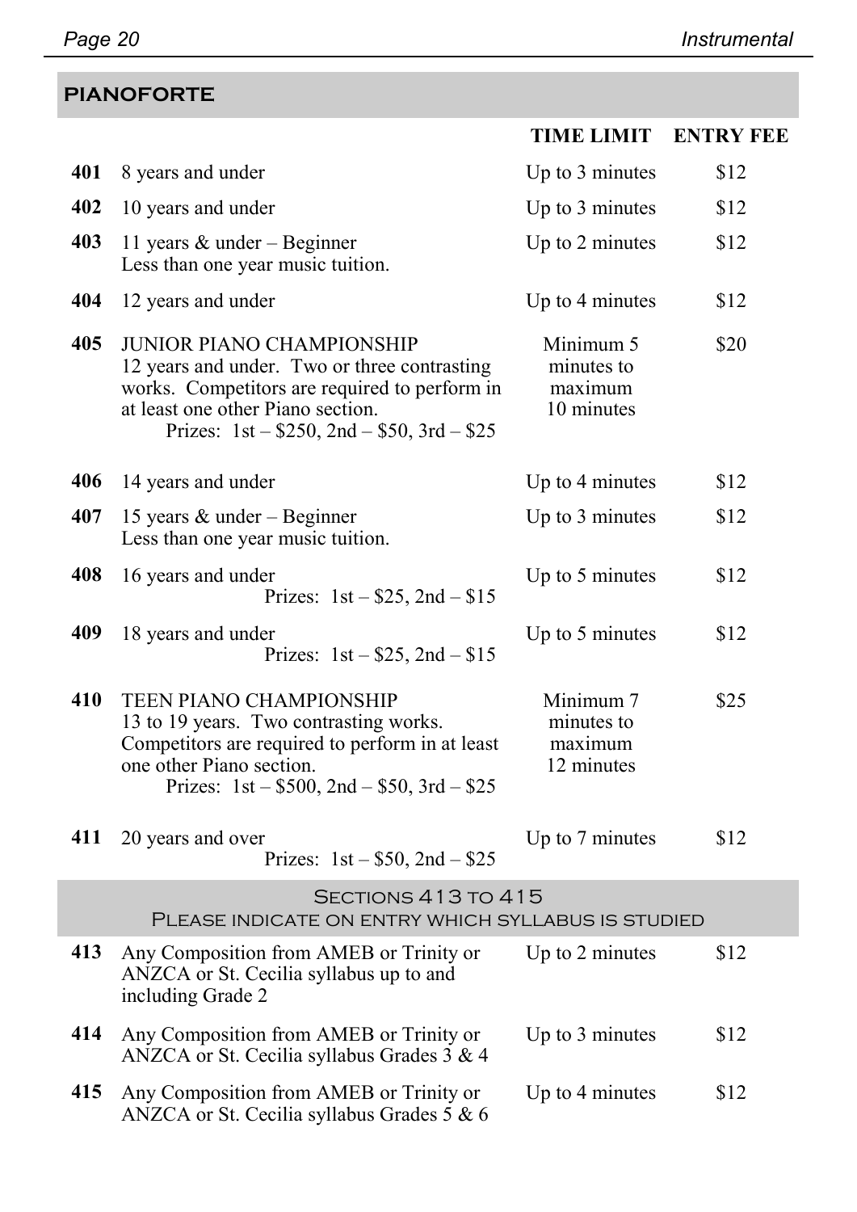## PIANOFORTE

| | | TIME LIMIT | ENTRY FEE |
|---|---|---|---|
| **401** | 8 years and under | Up to 3 minutes | $12 |
| **402** | 10 years and under | Up to 3 minutes | $12 |
| **403** | 11 years & under – Beginner<br>Less than one year music tuition. | Up to 2 minutes | $12 |
| **404** | 12 years and under | Up to 4 minutes | $12 |
| **405** | JUNIOR PIANO CHAMPIONSHIP<br>12 years and under. Two or three contrasting works. Competitors are required to perform in at least one other Piano section.<br>Prizes: 1st – $250, 2nd – $50, 3rd – $25 | Minimum 5 minutes to maximum 10 minutes | $20 |
| **406** | 14 years and under | Up to 4 minutes | $12 |
| **407** | 15 years & under – Beginner<br>Less than one year music tuition. | Up to 3 minutes | $12 |
| **408** | 16 years and under<br>Prizes: 1st – $25, 2nd – $15 | Up to 5 minutes | $12 |
| **409** | 18 years and under<br>Prizes: 1st – $25, 2nd – $15 | Up to 5 minutes | $12 |
| **410** | TEEN PIANO CHAMPIONSHIP<br>13 to 19 years. Two contrasting works. Competitors are required to perform in at least one other Piano section.<br>Prizes: 1st – $500, 2nd – $50, 3rd – $25 | Minimum 7 minutes to maximum 12 minutes | $25 |
| **411** | 20 years and over<br>Prizes: 1st – $50, 2nd – $25 | Up to 7 minutes | $12 |

### SECTIONS 413 TO 415
### PLEASE INDICATE ON ENTRY WHICH SYLLABUS IS STUDIED

| | | | |
|---|---|---|---|
| **413** | Any Composition from AMEB or Trinity or ANZCA or St. Cecilia syllabus up to and including Grade 2 | Up to 2 minutes | $12 |
| **414** | Any Composition from AMEB or Trinity or ANZCA or St. Cecilia syllabus Grades 3 & 4 | Up to 3 minutes | $12 |
| **415** | Any Composition from AMEB or Trinity or ANZCA or St. Cecilia syllabus Grades 5 & 6 | Up to 4 minutes | $12 |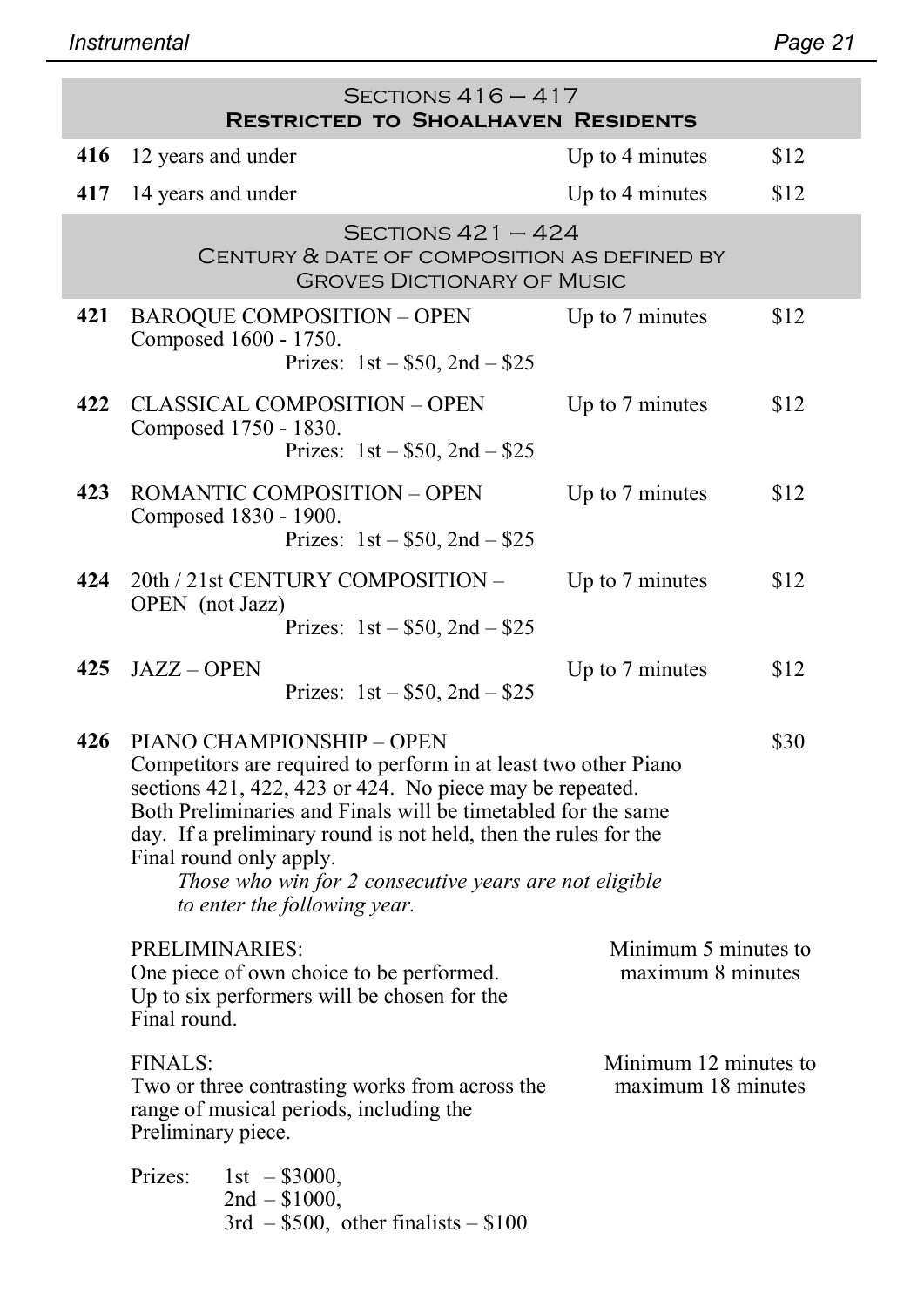## Sections 416 – 417
### Restricted to Shoalhaven Residents

| | | | |
|---|---|---|---|
| **416** | 12 years and under | Up to 4 minutes | $12 |
| **417** | 14 years and under | Up to 4 minutes | $12 |

## Sections 421 – 424
### Century & date of composition as defined by Groves Dictionary of Music

| | | | |
|---|---|---|---|
| **421** | BAROQUE COMPOSITION – OPEN<br>Composed 1600 - 1750.<br>Prizes: 1st – $50, 2nd – $25 | Up to 7 minutes | $12 |
| **422** | CLASSICAL COMPOSITION – OPEN<br>Composed 1750 - 1830.<br>Prizes: 1st – $50, 2nd – $25 | Up to 7 minutes | $12 |
| **423** | ROMANTIC COMPOSITION – OPEN<br>Composed 1830 - 1900.<br>Prizes: 1st – $50, 2nd – $25 | Up to 7 minutes | $12 |
| **424** | 20th / 21st CENTURY COMPOSITION – OPEN (not Jazz)<br>Prizes: 1st – $50, 2nd – $25 | Up to 7 minutes | $12 |
| **425** | JAZZ – OPEN<br>Prizes: 1st – $50, 2nd – $25 | Up to 7 minutes | $12 |

**426** PIANO CHAMPIONSHIP – OPEN $30

Competitors are required to perform in at least two other Piano sections 421, 422, 423 or 424. No piece may be repeated. Both Preliminaries and Finals will be timetabled for the same day. If a preliminary round is not held, then the rules for the Final round only apply.

*Those who win for 2 consecutive years are not eligible to enter the following year.*

PRELIMINARIES: (Minimum 5 minutes to maximum 8 minutes)
One piece of own choice to be performed. Up to six performers will be chosen for the Final round.

FINALS: (Minimum 12 minutes to maximum 18 minutes)
Two or three contrasting works from across the range of musical periods, including the Preliminary piece.

Prizes:
- 1st – $3000,
- 2nd – $1000,
- 3rd – $500, other finalists – $100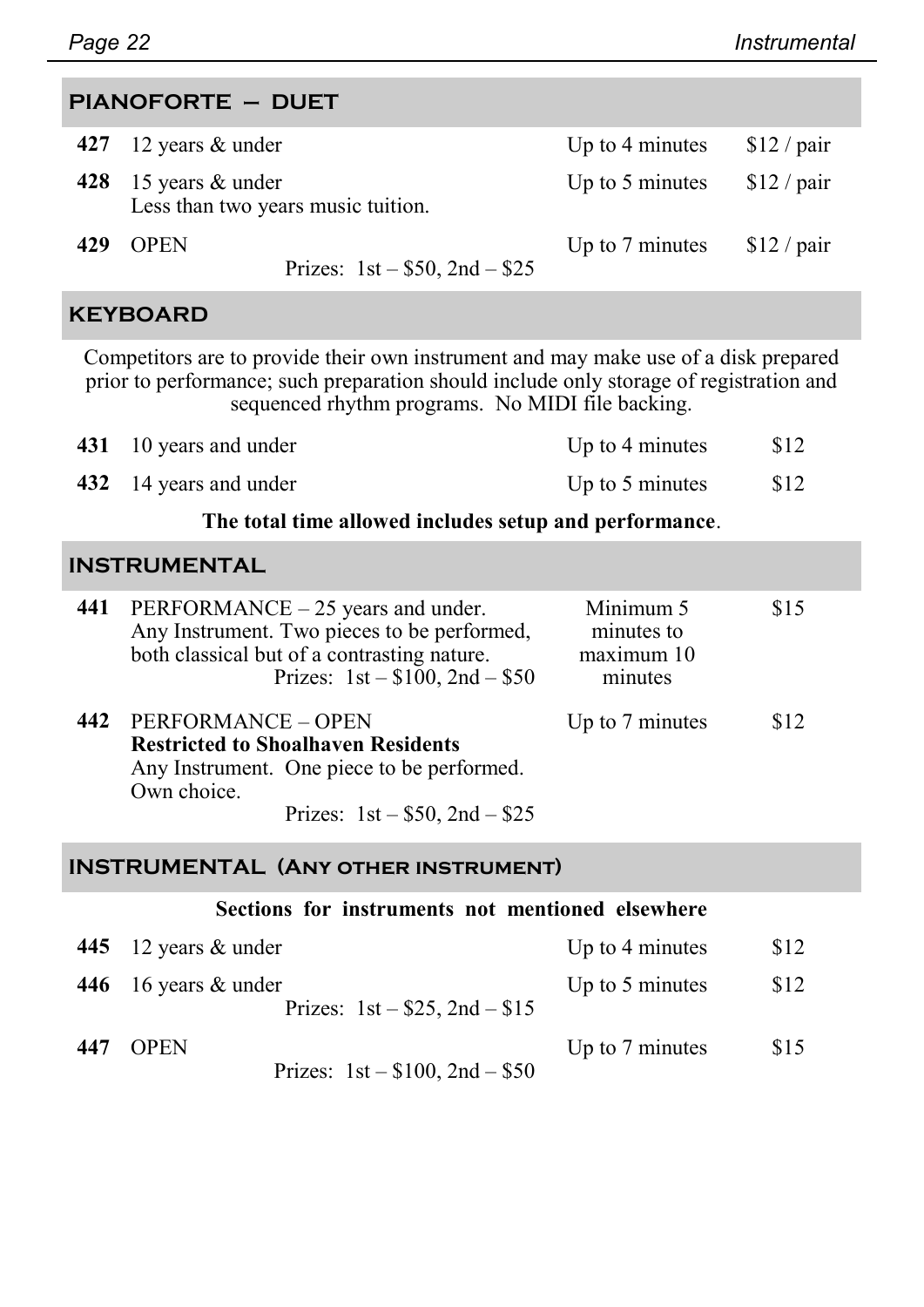## PIANOFORTE – DUET

| | | | |
|---|---|---|---|
| **427** | 12 years & under | Up to 4 minutes | $12 / pair |
| **428** | 15 years & under<br>Less than two years music tuition. | Up to 5 minutes | $12 / pair |
| **429** | OPEN<br>Prizes: 1st – $50, 2nd – $25 | Up to 7 minutes | $12 / pair |

## KEYBOARD

Competitors are to provide their own instrument and may make use of a disk prepared prior to performance; such preparation should include only storage of registration and sequenced rhythm programs. No MIDI file backing.

| | | | |
|---|---|---|---|
| **431** | 10 years and under | Up to 4 minutes | $12 |
| **432** | 14 years and under | Up to 5 minutes | $12 |

**The total time allowed includes setup and performance**.

## INSTRUMENTAL

| | | | |
|---|---|---|---|
| **441** | PERFORMANCE – 25 years and under.<br>Any Instrument. Two pieces to be performed, both classical but of a contrasting nature.<br>Prizes: 1st – $100, 2nd – $50 | Minimum 5 minutes to maximum 10 minutes | $15 |
| **442** | PERFORMANCE – OPEN<br>**Restricted to Shoalhaven Residents**<br>Any Instrument. One piece to be performed. Own choice.<br>Prizes: 1st – $50, 2nd – $25 | Up to 7 minutes | $12 |

## INSTRUMENTAL (Any other instrument)

**Sections for instruments not mentioned elsewhere**

| | | | |
|---|---|---|---|
| **445** | 12 years & under | Up to 4 minutes | $12 |
| **446** | 16 years & under<br>Prizes: 1st – $25, 2nd – $15 | Up to 5 minutes | $12 |
| **447** | OPEN<br>Prizes: 1st – $100, 2nd – $50 | Up to 7 minutes | $15 |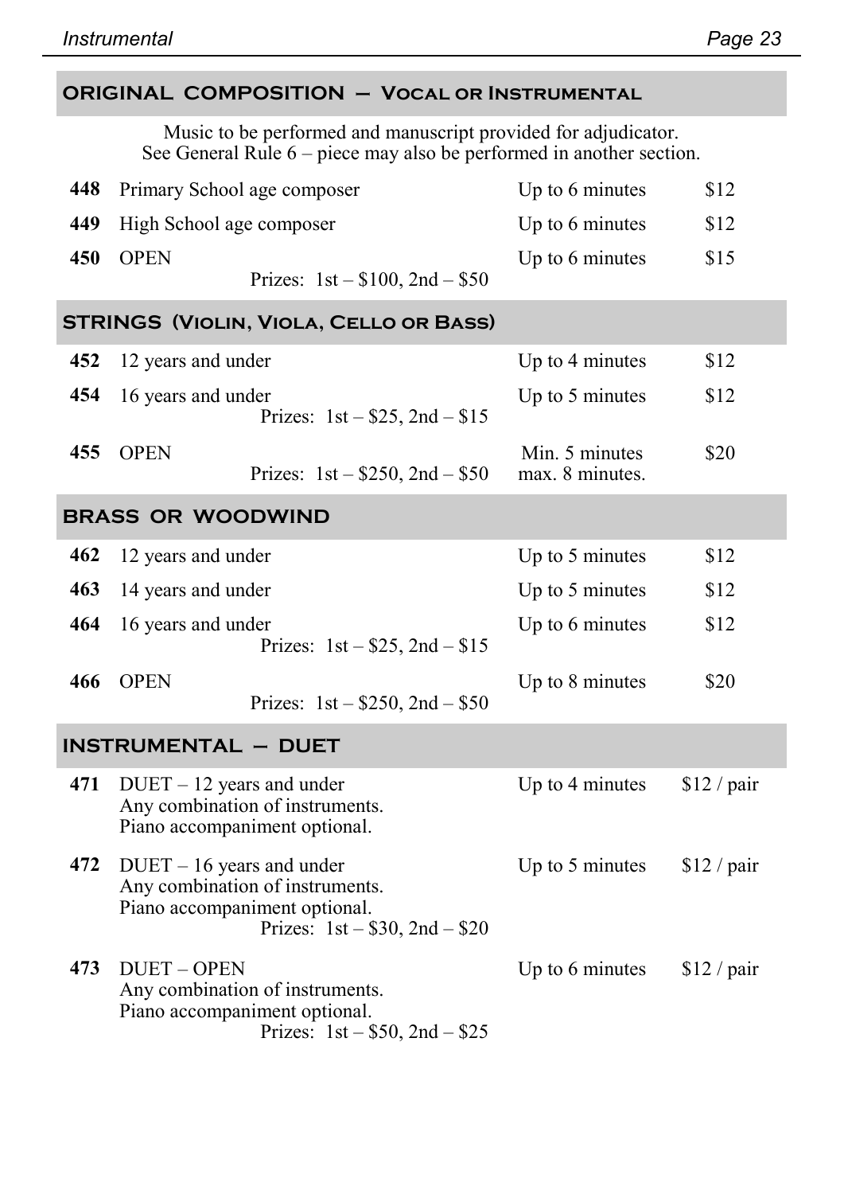## ORIGINAL COMPOSITION – Vocal or Instrumental

Music to be performed and manuscript provided for adjudicator.
See General Rule 6 – piece may also be performed in another section.

| | | | |
|---|---|---|---|
| **448** | Primary School age composer | Up to 6 minutes | $12 |
| **449** | High School age composer | Up to 6 minutes | $12 |
| **450** | OPEN<br>Prizes: 1st – $100, 2nd – $50 | Up to 6 minutes | $15 |

## STRINGS (Violin, Viola, Cello or Bass)

| | | | |
|---|---|---|---|
| **452** | 12 years and under | Up to 4 minutes | $12 |
| **454** | 16 years and under<br>Prizes: 1st – $25, 2nd – $15 | Up to 5 minutes | $12 |
| **455** | OPEN<br>Prizes: 1st – $250, 2nd – $50 | Min. 5 minutes max. 8 minutes. | $20 |

## BRASS OR WOODWIND

| | | | |
|---|---|---|---|
| **462** | 12 years and under | Up to 5 minutes | $12 |
| **463** | 14 years and under | Up to 5 minutes | $12 |
| **464** | 16 years and under<br>Prizes: 1st – $25, 2nd – $15 | Up to 6 minutes | $12 |
| **466** | OPEN<br>Prizes: 1st – $250, 2nd – $50 | Up to 8 minutes | $20 |

## INSTRUMENTAL – DUET

| | | | |
|---|---|---|---|
| **471** | DUET – 12 years and under<br>Any combination of instruments.<br>Piano accompaniment optional. | Up to 4 minutes | $12 / pair |
| **472** | DUET – 16 years and under<br>Any combination of instruments.<br>Piano accompaniment optional.<br>Prizes: 1st – $30, 2nd – $20 | Up to 5 minutes | $12 / pair |
| **473** | DUET – OPEN<br>Any combination of instruments.<br>Piano accompaniment optional.<br>Prizes: 1st – $50, 2nd – $25 | Up to 6 minutes | $12 / pair |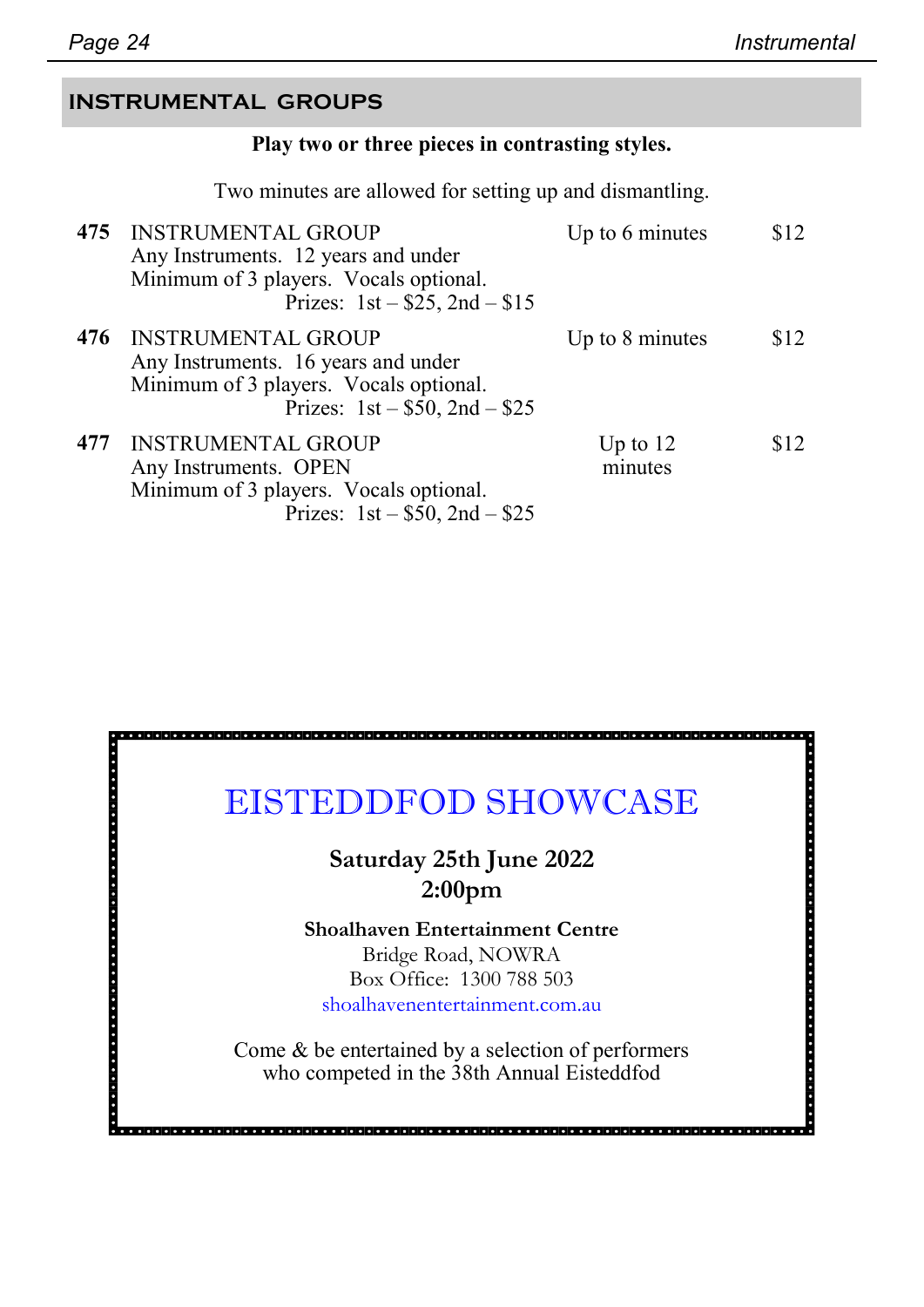## INSTRUMENTAL GROUPS

**Play two or three pieces in contrasting styles.**

Two minutes are allowed for setting up and dismantling.

| | | | |
|---|---|---|---|
| **475** | INSTRUMENTAL GROUP<br>Any Instruments. 12 years and under<br>Minimum of 3 players. Vocals optional.<br>Prizes: 1st – $25, 2nd – $15 | Up to 6 minutes | $12 |
| **476** | INSTRUMENTAL GROUP<br>Any Instruments. 16 years and under<br>Minimum of 3 players. Vocals optional.<br>Prizes: 1st – $50, 2nd – $25 | Up to 8 minutes | $12 |
| **477** | INSTRUMENTAL GROUP<br>Any Instruments. OPEN<br>Minimum of 3 players. Vocals optional.<br>Prizes: 1st – $50, 2nd – $25 | Up to 12 minutes | $12 |

## EISTEDDFOD SHOWCASE

**Saturday 25th June 2022**
**2:00pm**

**Shoalhaven Entertainment Centre**
Bridge Road, NOWRA
Box Office: 1300 788 503
shoalhavenentertainment.com.au

Come & be entertained by a selection of performers who competed in the 38th Annual Eisteddfod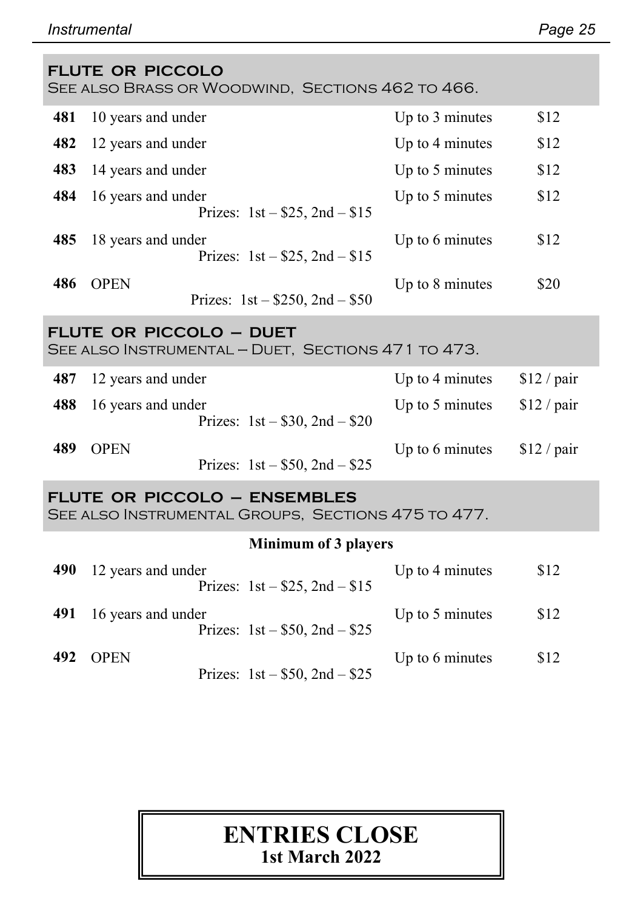## FLUTE OR PICCOLO

See also Brass or Woodwind, Sections 462 to 466.

| | | | |
|---|---|---|---|
| **481** | 10 years and under | Up to 3 minutes | $12 |
| **482** | 12 years and under | Up to 4 minutes | $12 |
| **483** | 14 years and under | Up to 5 minutes | $12 |
| **484** | 16 years and under<br>Prizes: 1st – $25, 2nd – $15 | Up to 5 minutes | $12 |
| **485** | 18 years and under<br>Prizes: 1st – $25, 2nd – $15 | Up to 6 minutes | $12 |
| **486** | OPEN<br>Prizes: 1st – $250, 2nd – $50 | Up to 8 minutes | $20 |

## FLUTE OR PICCOLO – DUET

See also Instrumental – Duet, Sections 471 to 473.

| | | | |
|---|---|---|---|
| **487** | 12 years and under | Up to 4 minutes | $12 / pair |
| **488** | 16 years and under<br>Prizes: 1st – $30, 2nd – $20 | Up to 5 minutes | $12 / pair |
| **489** | OPEN<br>Prizes: 1st – $50, 2nd – $25 | Up to 6 minutes | $12 / pair |

## FLUTE OR PICCOLO – ENSEMBLES

See also Instrumental Groups, Sections 475 to 477.

**Minimum of 3 players**

| | | | |
|---|---|---|---|
| **490** | 12 years and under<br>Prizes: 1st – $25, 2nd – $15 | Up to 4 minutes | $12 |
| **491** | 16 years and under<br>Prizes: 1st – $50, 2nd – $25 | Up to 5 minutes | $12 |
| **492** | OPEN<br>Prizes: 1st – $50, 2nd – $25 | Up to 6 minutes | $12 |

# ENTRIES CLOSE

**1st March 2022**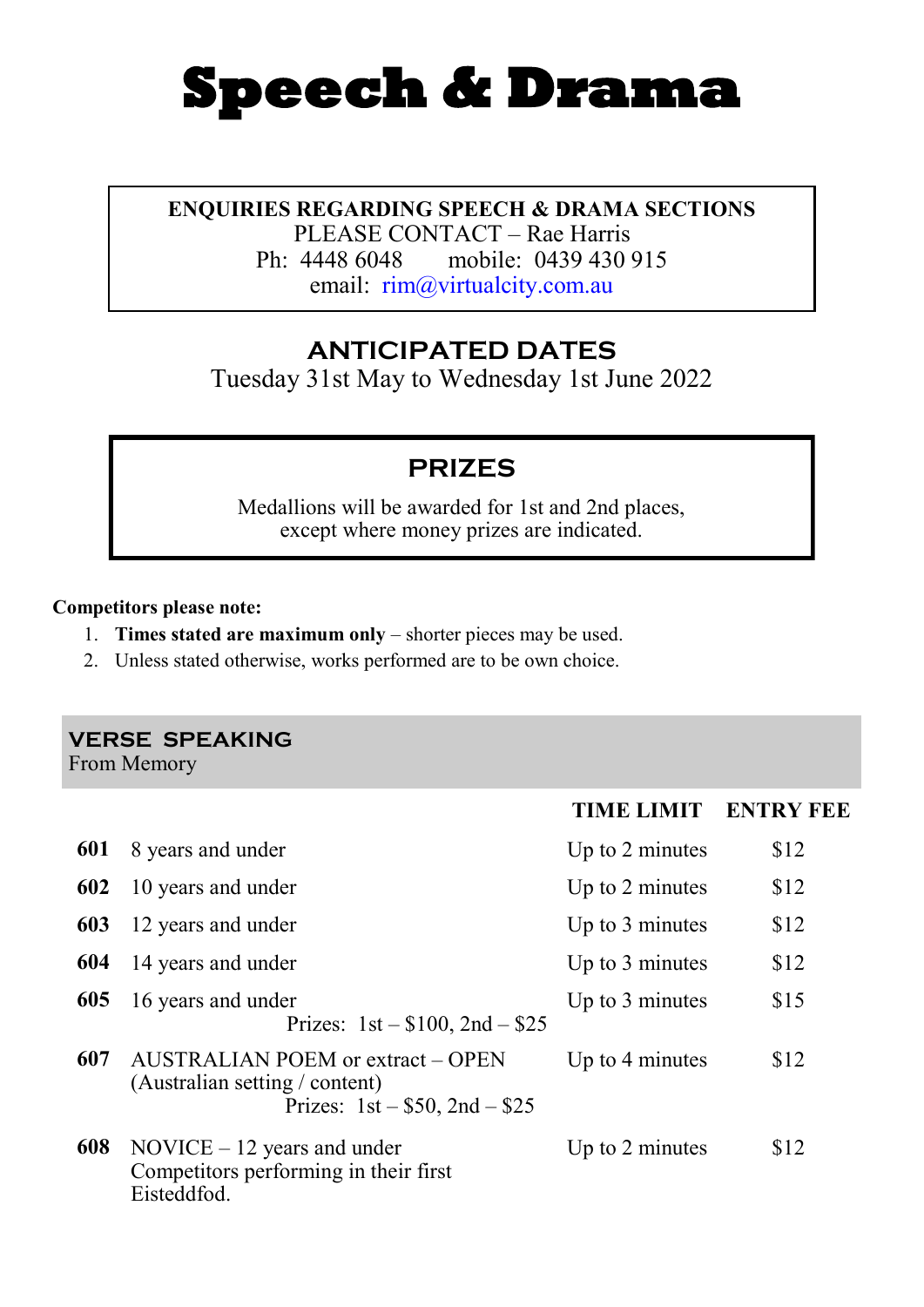# Speech & Drama

**ENQUIRIES REGARDING SPEECH & DRAMA SECTIONS**
PLEASE CONTACT – Rae Harris
Ph: 4448 6048 mobile: 0439 430 915
email: rim@virtualcity.com.au

## ANTICIPATED DATES

Tuesday 31st May to Wednesday 1st June 2022

## PRIZES

Medallions will be awarded for 1st and 2nd places, except where money prizes are indicated.

**Competitors please note:**

1. **Times stated are maximum only** – shorter pieces may be used.
2. Unless stated otherwise, works performed are to be own choice.

## VERSE SPEAKING

From Memory

| | | TIME LIMIT | ENTRY FEE |
|---|---|---|---|
| **601** | 8 years and under | Up to 2 minutes | $12 |
| **602** | 10 years and under | Up to 2 minutes | $12 |
| **603** | 12 years and under | Up to 3 minutes | $12 |
| **604** | 14 years and under | Up to 3 minutes | $12 |
| **605** | 16 years and under<br>Prizes: 1st – $100, 2nd – $25 | Up to 3 minutes | $15 |
| **607** | AUSTRALIAN POEM or extract – OPEN (Australian setting / content)<br>Prizes: 1st – $50, 2nd – $25 | Up to 4 minutes | $12 |
| **608** | NOVICE – 12 years and under<br>Competitors performing in their first Eisteddfod. | Up to 2 minutes | $12 |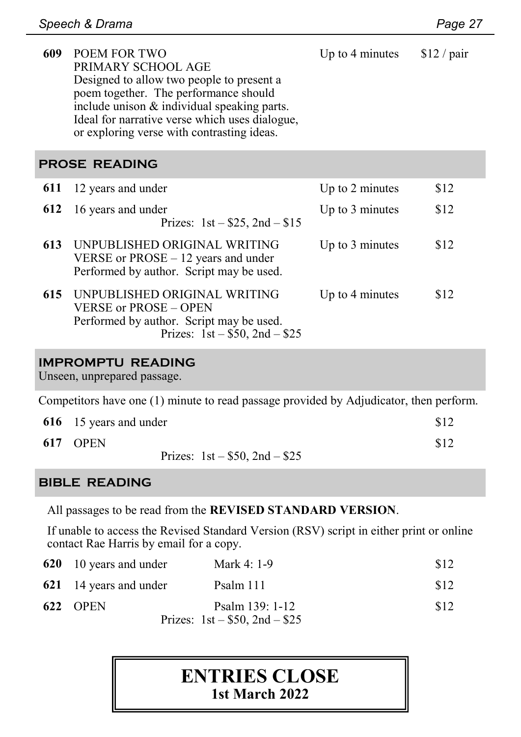**609** POEM FOR TWO
PRIMARY SCHOOL AGE
Designed to allow two people to present a poem together. The performance should include unison & individual speaking parts. Ideal for narrative verse which uses dialogue, or exploring verse with contrasting ideas.
Up to 4 minutes — $12 / pair

## PROSE READING

| | | | |
|---|---|---|---|
| **611** | 12 years and under | Up to 2 minutes | $12 |
| **612** | 16 years and under<br>Prizes: 1st – $25, 2nd – $15 | Up to 3 minutes | $12 |
| **613** | UNPUBLISHED ORIGINAL WRITING<br>VERSE or PROSE – 12 years and under<br>Performed by author. Script may be used. | Up to 3 minutes | $12 |
| **615** | UNPUBLISHED ORIGINAL WRITING<br>VERSE or PROSE – OPEN<br>Performed by author. Script may be used.<br>Prizes: 1st – $50, 2nd – $25 | Up to 4 minutes | $12 |

## IMPROMPTU READING

Unseen, unprepared passage.

Competitors have one (1) minute to read passage provided by Adjudicator, then perform.

| | | |
|---|---|---|
| **616** | 15 years and under | $12 |
| **617** | OPEN<br>Prizes: 1st – $50, 2nd – $25 | $12 |

## BIBLE READING

All passages to be read from the **REVISED STANDARD VERSION**.

If unable to access the Revised Standard Version (RSV) script in either print or online contact Rae Harris by email for a copy.

| | | | |
|---|---|---|---|
| **620** | 10 years and under | Mark 4: 1-9 | $12 |
| **621** | 14 years and under | Psalm 111 | $12 |
| **622** | OPEN | Psalm 139: 1-12<br>Prizes: 1st – $50, 2nd – $25 | $12 |

# ENTRIES CLOSE

**1st March 2022**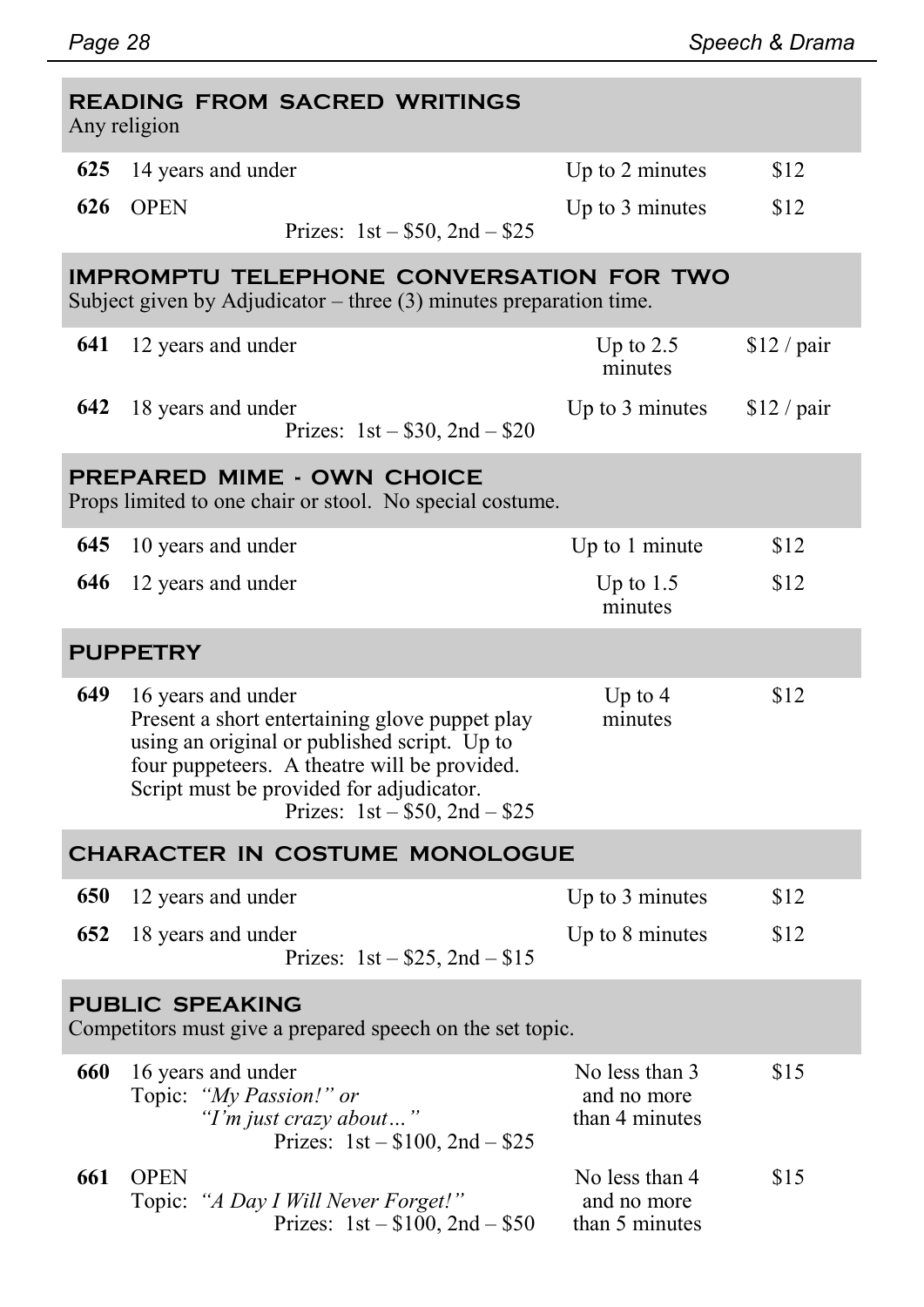## READING FROM SACRED WRITINGS

Any religion

| | | | |
|---|---|---|---|
| 625 | 14 years and under | Up to 2 minutes | $12 |
| 626 | OPEN<br>Prizes: 1st – $50, 2nd – $25 | Up to 3 minutes | $12 |

## IMPROMPTU TELEPHONE CONVERSATION FOR TWO

Subject given by Adjudicator – three (3) minutes preparation time.

| | | | |
|---|---|---|---|
| 641 | 12 years and under | Up to 2.5 minutes | $12 / pair |
| 642 | 18 years and under<br>Prizes: 1st – $30, 2nd – $20 | Up to 3 minutes | $12 / pair |

## PREPARED MIME - OWN CHOICE

Props limited to one chair or stool. No special costume.

| | | | |
|---|---|---|---|
| 645 | 10 years and under | Up to 1 minute | $12 |
| 646 | 12 years and under | Up to 1.5 minutes | $12 |

## PUPPETRY

| | | | |
|---|---|---|---|
| 649 | 16 years and under<br>Present a short entertaining glove puppet play using an original or published script. Up to four puppeteers. A theatre will be provided. Script must be provided for adjudicator.<br>Prizes: 1st – $50, 2nd – $25 | Up to 4 minutes | $12 |

## CHARACTER IN COSTUME MONOLOGUE

| | | | |
|---|---|---|---|
| 650 | 12 years and under | Up to 3 minutes | $12 |
| 652 | 18 years and under<br>Prizes: 1st – $25, 2nd – $15 | Up to 8 minutes | $12 |

## PUBLIC SPEAKING

Competitors must give a prepared speech on the set topic.

| | | | |
|---|---|---|---|
| 660 | 16 years and under<br>Topic: *"My Passion!" or "I'm just crazy about…"*<br>Prizes: 1st – $100, 2nd – $25 | No less than 3 and no more than 4 minutes | $15 |
| 661 | OPEN<br>Topic: *"A Day I Will Never Forget!"*<br>Prizes: 1st – $100, 2nd – $50 | No less than 4 and no more than 5 minutes | $15 |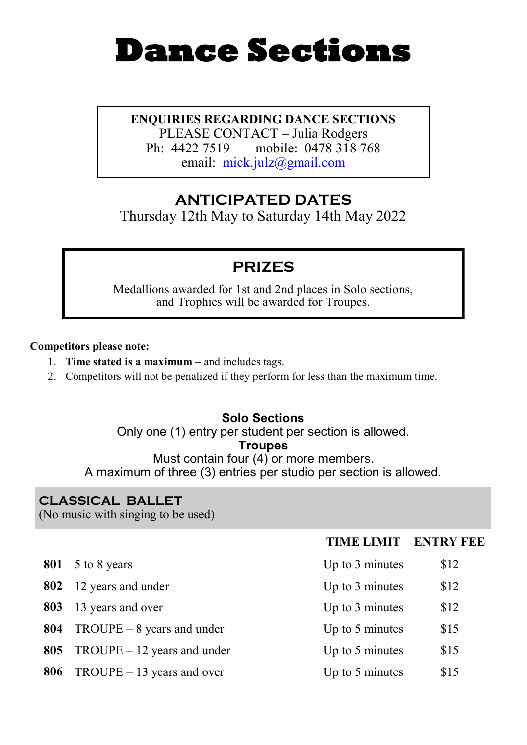# Dance Sections

**ENQUIRIES REGARDING DANCE SECTIONS**
PLEASE CONTACT – Julia Rodgers
Ph: 4422 7519 mobile: 0478 318 768
email: mick.julz@gmail.com

## ANTICIPATED DATES

Thursday 12th May to Saturday 14th May 2022

## PRIZES

Medallions awarded for 1st and 2nd places in Solo sections, and Trophies will be awarded for Troupes.

**Competitors please note:**

1. **Time stated is a maximum** – and includes tags.
2. Competitors will not be penalized if they perform for less than the maximum time.

**Solo Sections**
Only one (1) entry per student per section is allowed.
**Troupes**
Must contain four (4) or more members.
A maximum of three (3) entries per studio per section is allowed.

### CLASSICAL BALLET

(No music with singing to be used)

| | | TIME LIMIT | ENTRY FEE |
|---|---|---|---|
| **801** | 5 to 8 years | Up to 3 minutes | $12 |
| **802** | 12 years and under | Up to 3 minutes | $12 |
| **803** | 13 years and over | Up to 3 minutes | $12 |
| **804** | TROUPE – 8 years and under | Up to 5 minutes | $15 |
| **805** | TROUPE – 12 years and under | Up to 5 minutes | $15 |
| **806** | TROUPE – 13 years and over | Up to 5 minutes | $15 |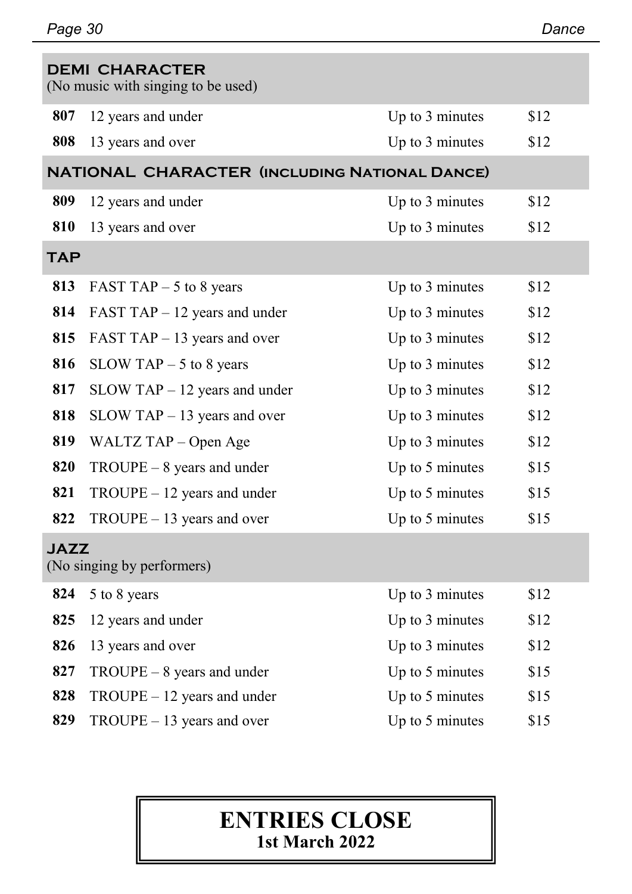## DEMI CHARACTER

(No music with singing to be used)

| | | | |
|---|---|---|---|
| **807** | 12 years and under | Up to 3 minutes | $12 |
| **808** | 13 years and over | Up to 3 minutes | $12 |

## NATIONAL CHARACTER (INCLUDING NATIONAL DANCE)

| | | | |
|---|---|---|---|
| **809** | 12 years and under | Up to 3 minutes | $12 |
| **810** | 13 years and over | Up to 3 minutes | $12 |

## TAP

| | | | |
|---|---|---|---|
| **813** | FAST TAP – 5 to 8 years | Up to 3 minutes | $12 |
| **814** | FAST TAP – 12 years and under | Up to 3 minutes | $12 |
| **815** | FAST TAP – 13 years and over | Up to 3 minutes | $12 |
| **816** | SLOW TAP – 5 to 8 years | Up to 3 minutes | $12 |
| **817** | SLOW TAP – 12 years and under | Up to 3 minutes | $12 |
| **818** | SLOW TAP – 13 years and over | Up to 3 minutes | $12 |
| **819** | WALTZ TAP – Open Age | Up to 3 minutes | $12 |
| **820** | TROUPE – 8 years and under | Up to 5 minutes | $15 |
| **821** | TROUPE – 12 years and under | Up to 5 minutes | $15 |
| **822** | TROUPE – 13 years and over | Up to 5 minutes | $15 |

## JAZZ

(No singing by performers)

| | | | |
|---|---|---|---|
| **824** | 5 to 8 years | Up to 3 minutes | $12 |
| **825** | 12 years and under | Up to 3 minutes | $12 |
| **826** | 13 years and over | Up to 3 minutes | $12 |
| **827** | TROUPE – 8 years and under | Up to 5 minutes | $15 |
| **828** | TROUPE – 12 years and under | Up to 5 minutes | $15 |
| **829** | TROUPE – 13 years and over | Up to 5 minutes | $15 |

**ENTRIES CLOSE**
**1st March 2022**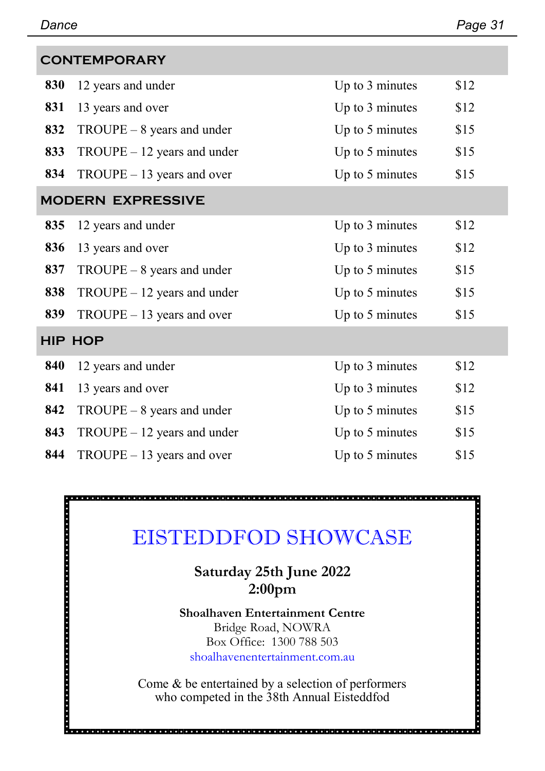## CONTEMPORARY

| | | | |
|---|---|---|---|
| **830** | 12 years and under | Up to 3 minutes | $12 |
| **831** | 13 years and over | Up to 3 minutes | $12 |
| **832** | TROUPE – 8 years and under | Up to 5 minutes | $15 |
| **833** | TROUPE – 12 years and under | Up to 5 minutes | $15 |
| **834** | TROUPE – 13 years and over | Up to 5 minutes | $15 |

## MODERN EXPRESSIVE

| | | | |
|---|---|---|---|
| **835** | 12 years and under | Up to 3 minutes | $12 |
| **836** | 13 years and over | Up to 3 minutes | $12 |
| **837** | TROUPE – 8 years and under | Up to 5 minutes | $15 |
| **838** | TROUPE – 12 years and under | Up to 5 minutes | $15 |
| **839** | TROUPE – 13 years and over | Up to 5 minutes | $15 |

## HIP HOP

| | | | |
|---|---|---|---|
| **840** | 12 years and under | Up to 3 minutes | $12 |
| **841** | 13 years and over | Up to 3 minutes | $12 |
| **842** | TROUPE – 8 years and under | Up to 5 minutes | $15 |
| **843** | TROUPE – 12 years and under | Up to 5 minutes | $15 |
| **844** | TROUPE – 13 years and over | Up to 5 minutes | $15 |

## EISTEDDFOD SHOWCASE

**Saturday 25th June 2022**
**2:00pm**

**Shoalhaven Entertainment Centre**
Bridge Road, NOWRA
Box Office: 1300 788 503
shoalhavenentertainment.com.au

Come & be entertained by a selection of performers who competed in the 38th Annual Eisteddfod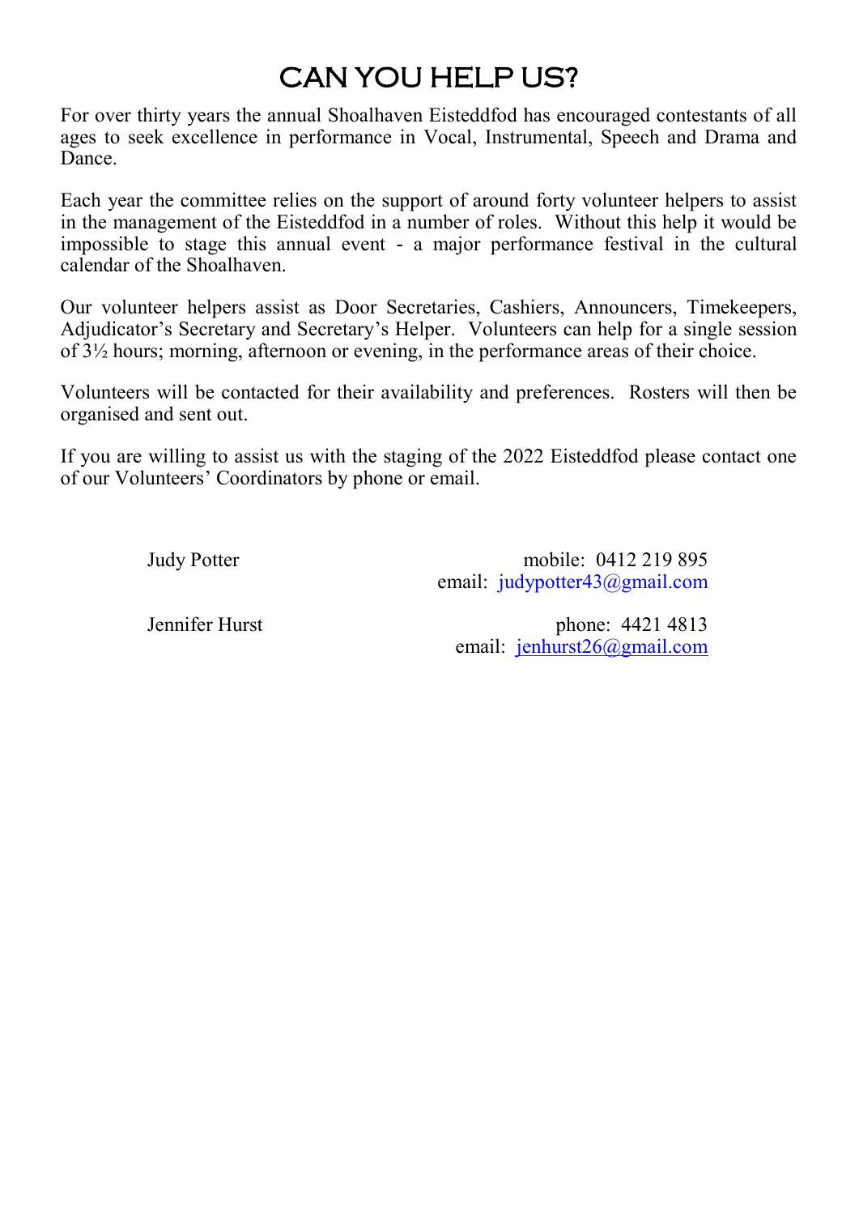# CAN YOU HELP US?

For over thirty years the annual Shoalhaven Eisteddfod has encouraged contestants of all ages to seek excellence in performance in Vocal, Instrumental, Speech and Drama and Dance.

Each year the committee relies on the support of around forty volunteer helpers to assist in the management of the Eisteddfod in a number of roles. Without this help it would be impossible to stage this annual event - a major performance festival in the cultural calendar of the Shoalhaven.

Our volunteer helpers assist as Door Secretaries, Cashiers, Announcers, Timekeepers, Adjudicator's Secretary and Secretary's Helper. Volunteers can help for a single session of 3½ hours; morning, afternoon or evening, in the performance areas of their choice.

Volunteers will be contacted for their availability and preferences. Rosters will then be organised and sent out.

If you are willing to assist us with the staging of the 2022 Eisteddfod please contact one of our Volunteers' Coordinators by phone or email.

Judy Potter
mobile: 0412 219 895
email: judypotter43@gmail.com

Jennifer Hurst
phone: 4421 4813
email: jenhurst26@gmail.com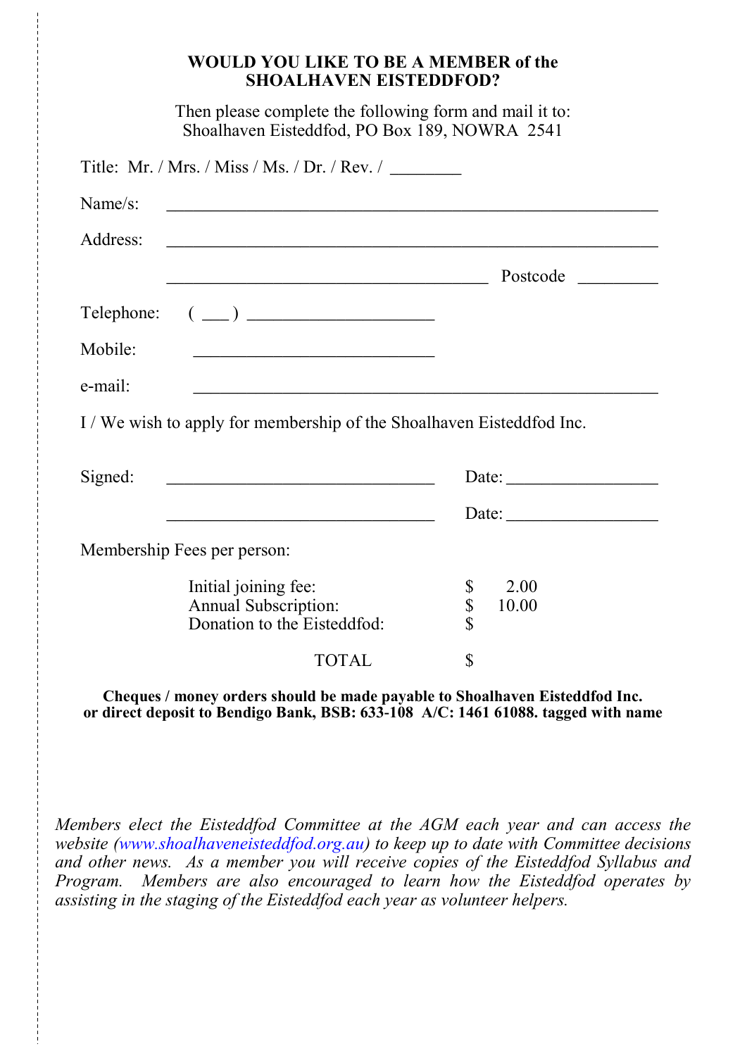**WOULD YOU LIKE TO BE A MEMBER of the SHOALHAVEN EISTEDDFOD?**

Then please complete the following form and mail it to:
Shoalhaven Eisteddfod, PO Box 189, NOWRA 2541

Title: Mr. / Mrs. / Miss / Ms. / Dr. / Rev. / ________

Name/s: ____________________________________________________________

Address: ____________________________________________________________

_______________________________________ Postcode _________

Telephone: ( ___ ) ______________________

Mobile: ____________________________

e-mail: ____________________________________________________________

I / We wish to apply for membership of the Shoalhaven Eisteddfod Inc.

Signed: _______________________________ Date: _________________

_______________________________ Date: _________________

Membership Fees per person:

| | | |
|---|---|---|
| Initial joining fee: | $ | 2.00 |
| Annual Subscription: | $ | 10.00 |
| Donation to the Eisteddfod: | $ | |
| TOTAL | $ | |

**Cheques / money orders should be made payable to Shoalhaven Eisteddfod Inc. or direct deposit to Bendigo Bank, BSB: 633-108 A/C: 1461 61088. tagged with name**

*Members elect the Eisteddfod Committee at the AGM each year and can access the website (www.shoalhaveneisteddfod.org.au) to keep up to date with Committee decisions and other news. As a member you will receive copies of the Eisteddfod Syllabus and Program. Members are also encouraged to learn how the Eisteddfod operates by assisting in the staging of the Eisteddfod each year as volunteer helpers.*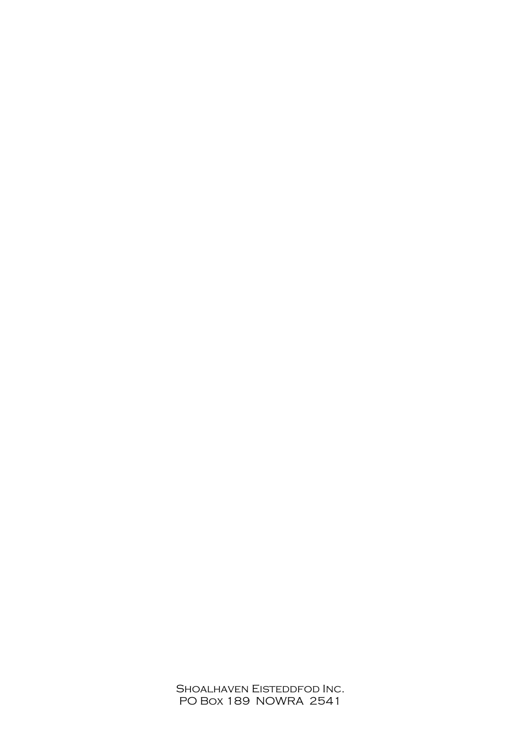Shoalhaven Eisteddfod Inc.
PO Box 189 NOWRA 2541